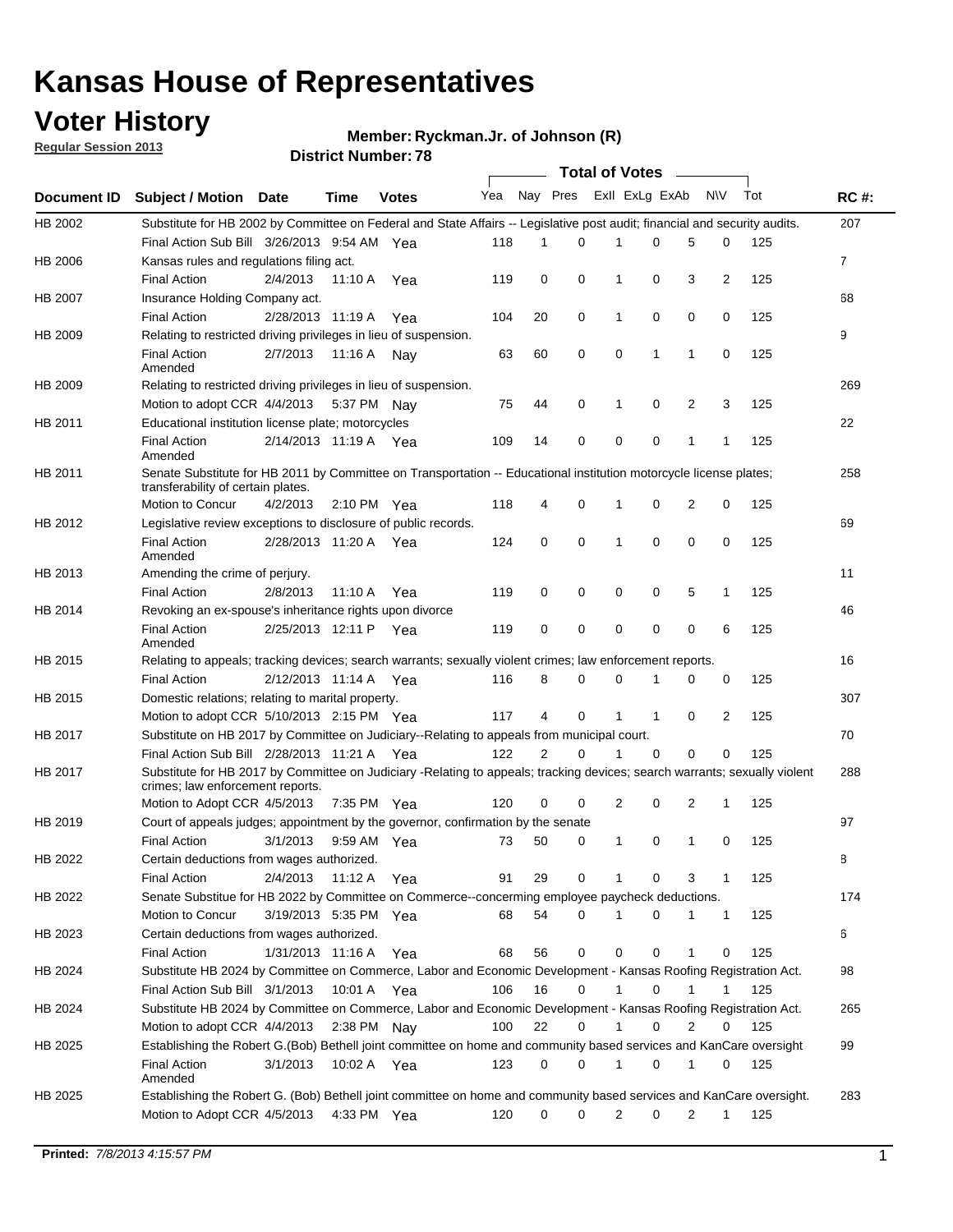# Kansas House of Representatives

## Voter History

**Regular Session 2013**

**Member: Ryckman.Jr. of Johnson (R)**

**District Number: 78**

| Document ID | Subject / Motion | Date | Time | Votes | Yea | Nay | Pres | ExII | ExLg | ExAb | N\V | Tot | RC #: |
|---|---|---|---|---|---|---|---|---|---|---|---|---|---|
| HB 2002 | Substitute for HB 2002 by Committee on Federal and State Affairs -- Legislative post audit; financial and security audits. | | | | | | | | | | | | 207 |
| | Final Action Sub Bill | 3/26/2013 | 9:54 AM | Yea | 118 | 1 | 0 | 1 | 0 | 5 | 0 | 125 | |
| HB 2006 | Kansas rules and regulations filing act. | | | | | | | | | | | | 7 |
| | Final Action | 2/4/2013 | 11:10 A | Yea | 119 | 0 | 0 | 1 | 0 | 3 | 2 | 125 | |
| HB 2007 | Insurance Holding Company act. | | | | | | | | | | | | 68 |
| | Final Action | 2/28/2013 | 11:19 A | Yea | 104 | 20 | 0 | 1 | 0 | 0 | 0 | 125 | |
| HB 2009 | Relating to restricted driving privileges in lieu of suspension. | | | | | | | | | | | | 9 |
| | Final Action Amended | 2/7/2013 | 11:16 A | Nay | 63 | 60 | 0 | 0 | 1 | 1 | 0 | 125 | |
| HB 2009 | Relating to restricted driving privileges in lieu of suspension. | | | | | | | | | | | | 269 |
| | Motion to adopt CCR | 4/4/2013 | 5:37 PM | Nay | 75 | 44 | 0 | 1 | 0 | 2 | 3 | 125 | |
| HB 2011 | Educational institution license plate; motorcycles | | | | | | | | | | | | 22 |
| | Final Action Amended | 2/14/2013 | 11:19 A | Yea | 109 | 14 | 0 | 0 | 0 | 1 | 1 | 125 | |
| HB 2011 | Senate Substitute for HB 2011 by Committee on Transportation -- Educational institution motorcycle license plates; transferability of certain plates. | | | | | | | | | | | | 258 |
| | Motion to Concur | 4/2/2013 | 2:10 PM | Yea | 118 | 4 | 0 | 1 | 0 | 2 | 0 | 125 | |
| HB 2012 | Legislative review exceptions to disclosure of public records. | | | | | | | | | | | | 69 |
| | Final Action Amended | 2/28/2013 | 11:20 A | Yea | 124 | 0 | 0 | 1 | 0 | 0 | 0 | 125 | |
| HB 2013 | Amending the crime of perjury. | | | | | | | | | | | | 11 |
| | Final Action | 2/8/2013 | 11:10 A | Yea | 119 | 0 | 0 | 0 | 0 | 5 | 1 | 125 | |
| HB 2014 | Revoking an ex-spouse's inheritance rights upon divorce | | | | | | | | | | | | 46 |
| | Final Action Amended | 2/25/2013 | 12:11 P | Yea | 119 | 0 | 0 | 0 | 0 | 0 | 6 | 125 | |
| HB 2015 | Relating to appeals; tracking devices; search warrants; sexually violent crimes; law enforcement reports. | | | | | | | | | | | | 16 |
| | Final Action | 2/12/2013 | 11:14 A | Yea | 116 | 8 | 0 | 0 | 1 | 0 | 0 | 125 | |
| HB 2015 | Domestic relations; relating to marital property. | | | | | | | | | | | | 307 |
| | Motion to adopt CCR | 5/10/2013 | 2:15 PM | Yea | 117 | 4 | 0 | 1 | 1 | 0 | 2 | 125 | |
| HB 2017 | Substitute on HB 2017 by Committee on Judiciary--Relating to appeals from municipal court. | | | | | | | | | | | | 70 |
| | Final Action Sub Bill | 2/28/2013 | 11:21 A | Yea | 122 | 2 | 0 | 1 | 0 | 0 | 0 | 125 | |
| HB 2017 | Substitute for HB 2017 by Committee on Judiciary -Relating to appeals; tracking devices; search warrants; sexually violent crimes; law enforcement reports. | | | | | | | | | | | | 288 |
| | Motion to Adopt CCR | 4/5/2013 | 7:35 PM | Yea | 120 | 0 | 0 | 2 | 0 | 2 | 1 | 125 | |
| HB 2019 | Court of appeals judges; appointment by the governor, confirmation by the senate | | | | | | | | | | | | 97 |
| | Final Action | 3/1/2013 | 9:59 AM | Yea | 73 | 50 | 0 | 1 | 0 | 1 | 0 | 125 | |
| HB 2022 | Certain deductions from wages authorized. | | | | | | | | | | | | 8 |
| | Final Action | 2/4/2013 | 11:12 A | Yea | 91 | 29 | 0 | 1 | 0 | 3 | 1 | 125 | |
| HB 2022 | Senate Substitue for HB 2022 by Committee on Commerce--concerning employee paycheck deductions. | | | | | | | | | | | | 174 |
| | Motion to Concur | 3/19/2013 | 5:35 PM | Yea | 68 | 54 | 0 | 1 | 0 | 1 | 1 | 125 | |
| HB 2023 | Certain deductions from wages authorized. | | | | | | | | | | | | 6 |
| | Final Action | 1/31/2013 | 11:16 A | Yea | 68 | 56 | 0 | 0 | 0 | 1 | 0 | 125 | |
| HB 2024 | Substitute HB 2024 by Committee on Commerce, Labor and Economic Development - Kansas Roofing Registration Act. | | | | | | | | | | | | 98 |
| | Final Action Sub Bill | 3/1/2013 | 10:01 A | Yea | 106 | 16 | 0 | 1 | 0 | 1 | 1 | 125 | |
| HB 2024 | Substitute HB 2024 by Committee on Commerce, Labor and Economic Development - Kansas Roofing Registration Act. | | | | | | | | | | | | 265 |
| | Motion to adopt CCR | 4/4/2013 | 2:38 PM | Nay | 100 | 22 | 0 | 1 | 0 | 2 | 0 | 125 | |
| HB 2025 | Establishing the Robert G.(Bob) Bethell joint committee on home and community based services and KanCare oversight | | | | | | | | | | | | 99 |
| | Final Action Amended | 3/1/2013 | 10:02 A | Yea | 123 | 0 | 0 | 1 | 0 | 1 | 0 | 125 | |
| HB 2025 | Establishing the Robert G. (Bob) Bethell joint committee on home and community based services and KanCare oversight. | | | | | | | | | | | | 283 |
| | Motion to Adopt CCR | 4/5/2013 | 4:33 PM | Yea | 120 | 0 | 0 | 2 | 0 | 2 | 1 | 125 | |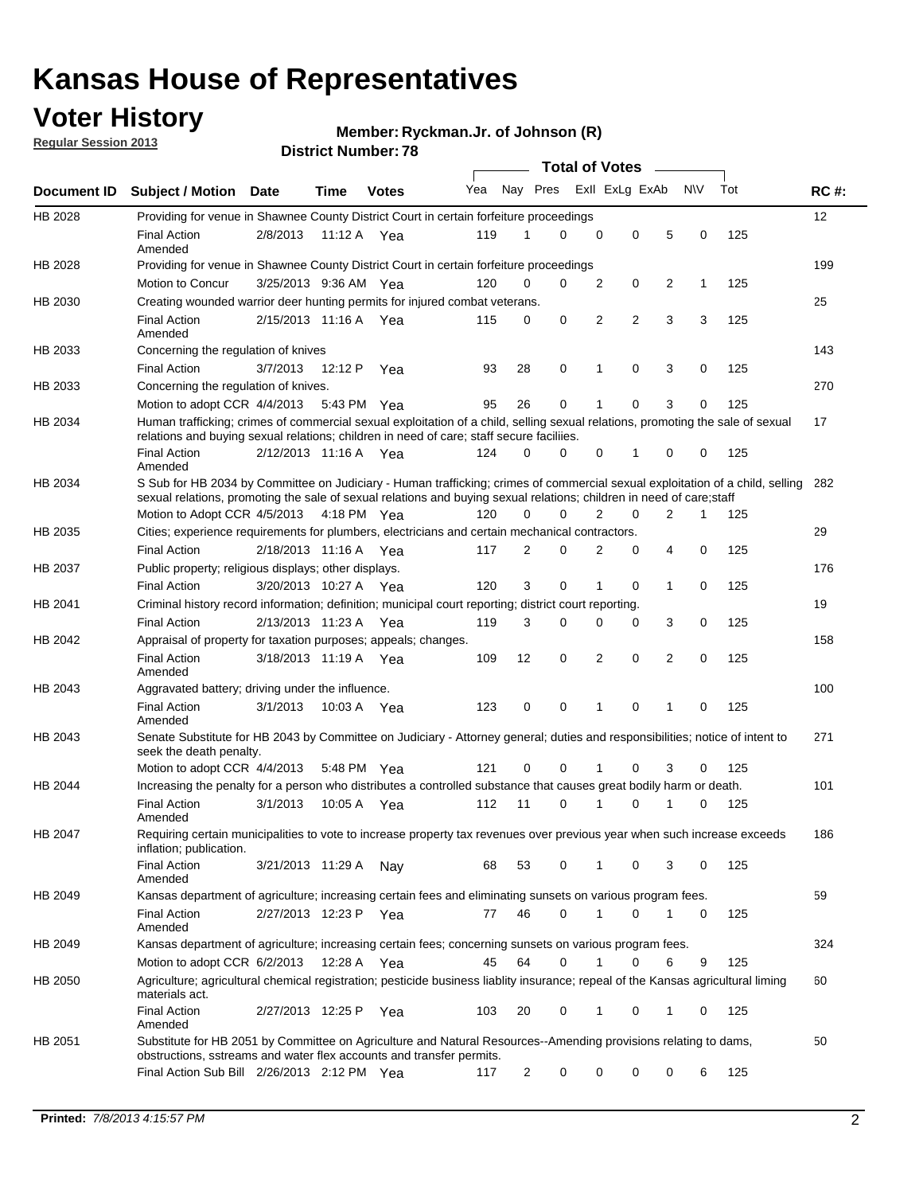# Kansas House of Representatives

## Voter History

**Regular Session 2013**

**Member: Ryckman.Jr. of Johnson (R)**

**District Number: 78**

| Document ID | Subject / Motion | Date | Time | Votes | Yea | Nay | Pres | ExII | ExLg | ExAb | N\V | Tot | RC #: |
|---|---|---|---|---|---|---|---|---|---|---|---|---|---|
| HB 2028 | Providing for venue in Shawnee County District Court in certain forfeiture proceedings | | | | | | | | | | | | 12 |
| | Final Action Amended | 2/8/2013 | 11:12 A | Yea | 119 | 1 | 0 | 0 | 0 | 5 | 0 | 125 | |
| HB 2028 | Providing for venue in Shawnee County District Court in certain forfeiture proceedings | | | | | | | | | | | | 199 |
| | Motion to Concur | 3/25/2013 | 9:36 AM | Yea | 120 | 0 | 0 | 2 | 0 | 2 | 1 | 125 | |
| HB 2030 | Creating wounded warrior deer hunting permits for injured combat veterans. | | | | | | | | | | | | 25 |
| | Final Action Amended | 2/15/2013 | 11:16 A | Yea | 115 | 0 | 0 | 2 | 2 | 3 | 3 | 125 | |
| HB 2033 | Concerning the regulation of knives | | | | | | | | | | | | 143 |
| | Final Action | 3/7/2013 | 12:12 P | Yea | 93 | 28 | 0 | 1 | 0 | 3 | 0 | 125 | |
| HB 2033 | Concerning the regulation of knives. | | | | | | | | | | | | 270 |
| | Motion to adopt CCR | 4/4/2013 | 5:43 PM | Yea | 95 | 26 | 0 | 1 | 0 | 3 | 0 | 125 | |
| HB 2034 | Human trafficking; crimes of commercial sexual exploitation of a child, selling sexual relations, promoting the sale of sexual relations and buying sexual relations; children in need of care; staff secure faciliies. | | | | | | | | | | | | 17 |
| | Final Action Amended | 2/12/2013 | 11:16 A | Yea | 124 | 0 | 0 | 0 | 1 | 0 | 0 | 125 | |
| HB 2034 | S Sub for HB 2034 by Committee on Judiciary - Human trafficking; crimes of commercial sexual exploitation of a child, selling sexual relations, promoting the sale of sexual relations and buying sexual relations; children in need of care;staff | | | | | | | | | | | | 282 |
| | Motion to Adopt CCR | 4/5/2013 | 4:18 PM | Yea | 120 | 0 | 0 | 2 | 0 | 2 | 1 | 125 | |
| HB 2035 | Cities; experience requirements for plumbers, electricians and certain mechanical contractors. | | | | | | | | | | | | 29 |
| | Final Action | 2/18/2013 | 11:16 A | Yea | 117 | 2 | 0 | 2 | 0 | 4 | 0 | 125 | |
| HB 2037 | Public property; religious displays; other displays. | | | | | | | | | | | | 176 |
| | Final Action | 3/20/2013 | 10:27 A | Yea | 120 | 3 | 0 | 1 | 0 | 1 | 0 | 125 | |
| HB 2041 | Criminal history record information; definition; municipal court reporting; district court reporting. | | | | | | | | | | | | 19 |
| | Final Action | 2/13/2013 | 11:23 A | Yea | 119 | 3 | 0 | 0 | 0 | 3 | 0 | 125 | |
| HB 2042 | Appraisal of property for taxation purposes; appeals; changes. | | | | | | | | | | | | 158 |
| | Final Action Amended | 3/18/2013 | 11:19 A | Yea | 109 | 12 | 0 | 2 | 0 | 2 | 0 | 125 | |
| HB 2043 | Aggravated battery; driving under the influence. | | | | | | | | | | | | 100 |
| | Final Action Amended | 3/1/2013 | 10:03 A | Yea | 123 | 0 | 0 | 1 | 0 | 1 | 0 | 125 | |
| HB 2043 | Senate Substitute for HB 2043 by Committee on Judiciary - Attorney general; duties and responsibilities; notice of intent to seek the death penalty. | | | | | | | | | | | | 271 |
| | Motion to adopt CCR | 4/4/2013 | 5:48 PM | Yea | 121 | 0 | 0 | 1 | 0 | 3 | 0 | 125 | |
| HB 2044 | Increasing the penalty for a person who distributes a controlled substance that causes great bodily harm or death. | | | | | | | | | | | | 101 |
| | Final Action Amended | 3/1/2013 | 10:05 A | Yea | 112 | 11 | 0 | 1 | 0 | 1 | 0 | 125 | |
| HB 2047 | Requiring certain municipalities to vote to increase property tax revenues over previous year when such increase exceeds inflation; publication. | | | | | | | | | | | | 186 |
| | Final Action Amended | 3/21/2013 | 11:29 A | Nay | 68 | 53 | 0 | 1 | 0 | 3 | 0 | 125 | |
| HB 2049 | Kansas department of agriculture; increasing certain fees and eliminating sunsets on various program fees. | | | | | | | | | | | | 59 |
| | Final Action Amended | 2/27/2013 | 12:23 P | Yea | 77 | 46 | 0 | 1 | 0 | 1 | 0 | 125 | |
| HB 2049 | Kansas department of agriculture; increasing certain fees; concerning sunsets on various program fees. | | | | | | | | | | | | 324 |
| | Motion to adopt CCR | 6/2/2013 | 12:28 A | Yea | 45 | 64 | 0 | 1 | 0 | 6 | 9 | 125 | |
| HB 2050 | Agriculture; agricultural chemical registration; pesticide business liablity insurance; repeal of the Kansas agricultural liming materials act. | | | | | | | | | | | | 60 |
| | Final Action Amended | 2/27/2013 | 12:25 P | Yea | 103 | 20 | 0 | 1 | 0 | 1 | 0 | 125 | |
| HB 2051 | Substitute for HB 2051 by Committee on Agriculture and Natural Resources--Amending provisions relating to dams, obstructions, sstreams and water flex accounts and transfer permits. | | | | | | | | | | | | 50 |
| | Final Action Sub Bill | 2/26/2013 | 2:12 PM | Yea | 117 | 2 | 0 | 0 | 0 | 0 | 6 | 125 | |

**Printed:** *7/8/2013 4:15:57 PM*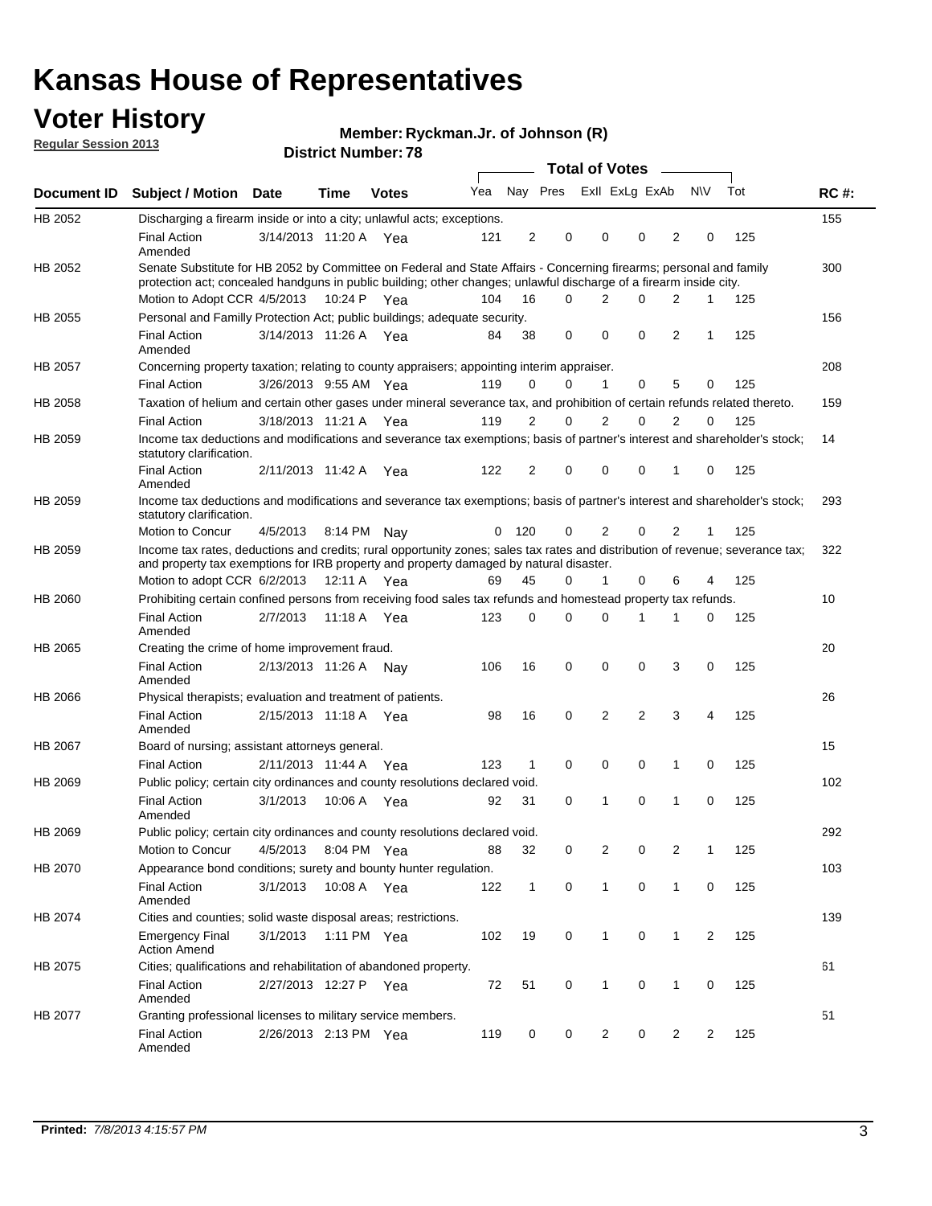# Kansas House of Representatives

## Voter History

**Regular Session 2013**

**Member: Ryckman.Jr. of Johnson (R)**

**District Number: 78**

| Document ID | Subject / Motion | Date | Time | Votes | Yea | Nay | Pres | ExII | ExLg | ExAb | N\V | Tot | RC #: |
|---|---|---|---|---|---|---|---|---|---|---|---|---|---|
| HB 2052 | Discharging a firearm inside or into a city; unlawful acts; exceptions. | | | | | | | | | | | | 155 |
| | Final Action Amended | 3/14/2013 | 11:20 A | Yea | 121 | 2 | 0 | 0 | 0 | 2 | 0 | 125 | |
| HB 2052 | Senate Substitute for HB 2052 by Committee on Federal and State Affairs - Concerning firearms; personal and family protection act; concealed handguns in public building; other changes; unlawful discharge of a firearm inside city. | | | | | | | | | | | | 300 |
| | Motion to Adopt CCR | 4/5/2013 | 10:24 P | Yea | 104 | 16 | 0 | 2 | 0 | 2 | 1 | 125 | |
| HB 2055 | Personal and Familly Protection Act; public buildings; adequate security. | | | | | | | | | | | | 156 |
| | Final Action Amended | 3/14/2013 | 11:26 A | Yea | 84 | 38 | 0 | 0 | 0 | 2 | 1 | 125 | |
| HB 2057 | Concerning property taxation; relating to county appraisers; appointing interim appraiser. | | | | | | | | | | | | 208 |
| | Final Action | 3/26/2013 | 9:55 AM | Yea | 119 | 0 | 0 | 1 | 0 | 5 | 0 | 125 | |
| HB 2058 | Taxation of helium and certain other gases under mineral severance tax, and prohibition of certain refunds related thereto. | | | | | | | | | | | | 159 |
| | Final Action | 3/18/2013 | 11:21 A | Yea | 119 | 2 | 0 | 2 | 0 | 2 | 0 | 125 | |
| HB 2059 | Income tax deductions and modifications and severance tax exemptions; basis of partner's interest and shareholder's stock; statutory clarification. | | | | | | | | | | | | 14 |
| | Final Action Amended | 2/11/2013 | 11:42 A | Yea | 122 | 2 | 0 | 0 | 0 | 1 | 0 | 125 | |
| HB 2059 | Income tax deductions and modifications and severance tax exemptions; basis of partner's interest and shareholder's stock; statutory clarification. | | | | | | | | | | | | 293 |
| | Motion to Concur | 4/5/2013 | 8:14 PM | Nay | 0 | 120 | 0 | 2 | 0 | 2 | 1 | 125 | |
| HB 2059 | Income tax rates, deductions and credits; rural opportunity zones; sales tax rates and distribution of revenue; severance tax; and property tax exemptions for IRB property and property damaged by natural disaster. | | | | | | | | | | | | 322 |
| | Motion to adopt CCR | 6/2/2013 | 12:11 A | Yea | 69 | 45 | 0 | 1 | 0 | 6 | 4 | 125 | |
| HB 2060 | Prohibiting certain confined persons from receiving food sales tax refunds and homestead property tax refunds. | | | | | | | | | | | | 10 |
| | Final Action Amended | 2/7/2013 | 11:18 A | Yea | 123 | 0 | 0 | 0 | 1 | 1 | 0 | 125 | |
| HB 2065 | Creating the crime of home improvement fraud. | | | | | | | | | | | | 20 |
| | Final Action Amended | 2/13/2013 | 11:26 A | Nay | 106 | 16 | 0 | 0 | 0 | 3 | 0 | 125 | |
| HB 2066 | Physical therapists; evaluation and treatment of patients. | | | | | | | | | | | | 26 |
| | Final Action Amended | 2/15/2013 | 11:18 A | Yea | 98 | 16 | 0 | 2 | 2 | 3 | 4 | 125 | |
| HB 2067 | Board of nursing; assistant attorneys general. | | | | | | | | | | | | 15 |
| | Final Action | 2/11/2013 | 11:44 A | Yea | 123 | 1 | 0 | 0 | 0 | 1 | 0 | 125 | |
| HB 2069 | Public policy; certain city ordinances and county resolutions declared void. | | | | | | | | | | | | 102 |
| | Final Action Amended | 3/1/2013 | 10:06 A | Yea | 92 | 31 | 0 | 1 | 0 | 1 | 0 | 125 | |
| HB 2069 | Public policy; certain city ordinances and county resolutions declared void. | | | | | | | | | | | | 292 |
| | Motion to Concur | 4/5/2013 | 8:04 PM | Yea | 88 | 32 | 0 | 2 | 0 | 2 | 1 | 125 | |
| HB 2070 | Appearance bond conditions; surety and bounty hunter regulation. | | | | | | | | | | | | 103 |
| | Final Action Amended | 3/1/2013 | 10:08 A | Yea | 122 | 1 | 0 | 1 | 0 | 1 | 0 | 125 | |
| HB 2074 | Cities and counties; solid waste disposal areas; restrictions. | | | | | | | | | | | | 139 |
| | Emergency Final Action Amend | 3/1/2013 | 1:11 PM | Yea | 102 | 19 | 0 | 1 | 0 | 1 | 2 | 125 | |
| HB 2075 | Cities; qualifications and rehabilitation of abandoned property. | | | | | | | | | | | | 61 |
| | Final Action Amended | 2/27/2013 | 12:27 P | Yea | 72 | 51 | 0 | 1 | 0 | 1 | 0 | 125 | |
| HB 2077 | Granting professional licenses to military service members. | | | | | | | | | | | | 51 |
| | Final Action Amended | 2/26/2013 | 2:13 PM | Yea | 119 | 0 | 0 | 2 | 0 | 2 | 2 | 125 | |

**Printed:** *7/8/2013 4:15:57 PM*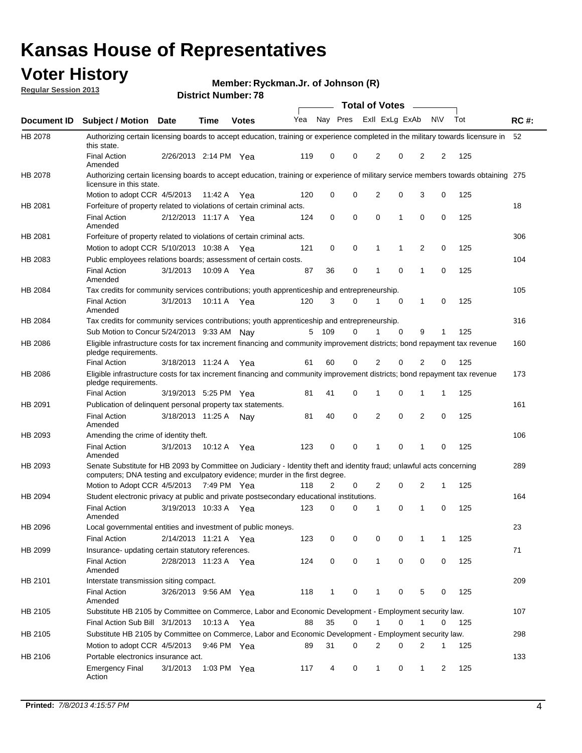# Kansas House of Representatives

## Voter History

**Regular Session 2013**

**Member: Ryckman.Jr. of Johnson (R)**

**District Number: 78**

| Document ID | Subject / Motion | Date | Time | Votes | Yea | Nay | Pres | ExlI | ExLg | ExAb | N\V | Tot | RC #: |
|---|---|---|---|---|---|---|---|---|---|---|---|---|---|
| HB 2078 | Authorizing certain licensing boards to accept education, training or experience completed in the military towards licensure in this state. | | | | | | | | | | | | 52 |
| | Final Action Amended | 2/26/2013 | 2:14 PM | Yea | 119 | 0 | 0 | 2 | 0 | 2 | 2 | 125 | |
| HB 2078 | Authorizing certain licensing boards to accept education, training or experience of military service members towards obtaining licensure in this state. | | | | | | | | | | | | 275 |
| | Motion to adopt CCR | 4/5/2013 | 11:42 A | Yea | 120 | 0 | 0 | 2 | 0 | 3 | 0 | 125 | |
| HB 2081 | Forfeiture of property related to violations of certain criminal acts. | | | | | | | | | | | | 18 |
| | Final Action Amended | 2/12/2013 | 11:17 A | Yea | 124 | 0 | 0 | 0 | 1 | 0 | 0 | 125 | |
| HB 2081 | Forfeiture of property related to violations of certain criminal acts. | | | | | | | | | | | | 306 |
| | Motion to adopt CCR | 5/10/2013 | 10:38 A | Yea | 121 | 0 | 0 | 1 | 1 | 2 | 0 | 125 | |
| HB 2083 | Public employees relations boards; assessment of certain costs. | | | | | | | | | | | | 104 |
| | Final Action Amended | 3/1/2013 | 10:09 A | Yea | 87 | 36 | 0 | 1 | 0 | 1 | 0 | 125 | |
| HB 2084 | Tax credits for community services contributions; youth apprenticeship and entrepreneurship. | | | | | | | | | | | | 105 |
| | Final Action Amended | 3/1/2013 | 10:11 A | Yea | 120 | 3 | 0 | 1 | 0 | 1 | 0 | 125 | |
| HB 2084 | Tax credits for community services contributions; youth apprenticeship and entrepreneurship. | | | | | | | | | | | | 316 |
| | Sub Motion to Concur | 5/24/2013 | 9:33 AM | Nay | 5 | 109 | 0 | 1 | 0 | 9 | 1 | 125 | |
| HB 2086 | Eligible infrastructure costs for tax increment financing and community improvement districts; bond repayment tax revenue pledge requirements. | | | | | | | | | | | | 160 |
| | Final Action | 3/18/2013 | 11:24 A | Yea | 61 | 60 | 0 | 2 | 0 | 2 | 0 | 125 | |
| HB 2086 | Eligible infrastructure costs for tax increment financing and community improvement districts; bond repayment tax revenue pledge requirements. | | | | | | | | | | | | 173 |
| | Final Action | 3/19/2013 | 5:25 PM | Yea | 81 | 41 | 0 | 1 | 0 | 1 | 1 | 125 | |
| HB 2091 | Publication of delinquent personal property tax statements. | | | | | | | | | | | | 161 |
| | Final Action Amended | 3/18/2013 | 11:25 A | Nay | 81 | 40 | 0 | 2 | 0 | 2 | 0 | 125 | |
| HB 2093 | Amending the crime of identity theft. | | | | | | | | | | | | 106 |
| | Final Action Amended | 3/1/2013 | 10:12 A | Yea | 123 | 0 | 0 | 1 | 0 | 1 | 0 | 125 | |
| HB 2093 | Senate Substitute for HB 2093 by Committee on Judiciary - Identity theft and identity fraud; unlawful acts concerning computers; DNA testing and exculpatory evidence; murder in the first degree. | | | | | | | | | | | | 289 |
| | Motion to Adopt CCR | 4/5/2013 | 7:49 PM | Yea | 118 | 2 | 0 | 2 | 0 | 2 | 1 | 125 | |
| HB 2094 | Student electronic privacy at public and private postsecondary educational institutions. | | | | | | | | | | | | 164 |
| | Final Action Amended | 3/19/2013 | 10:33 A | Yea | 123 | 0 | 0 | 1 | 0 | 1 | 0 | 125 | |
| HB 2096 | Local governmental entities and investment of public moneys. | | | | | | | | | | | | 23 |
| | Final Action | 2/14/2013 | 11:21 A | Yea | 123 | 0 | 0 | 0 | 0 | 1 | 1 | 125 | |
| HB 2099 | Insurance- updating certain statutory references. | | | | | | | | | | | | 71 |
| | Final Action Amended | 2/28/2013 | 11:23 A | Yea | 124 | 0 | 0 | 1 | 0 | 0 | 0 | 125 | |
| HB 2101 | Interstate transmission siting compact. | | | | | | | | | | | | 209 |
| | Final Action Amended | 3/26/2013 | 9:56 AM | Yea | 118 | 1 | 0 | 1 | 0 | 5 | 0 | 125 | |
| HB 2105 | Substitute HB 2105 by Committee on Commerce, Labor and Economic Development - Employment security law. | | | | | | | | | | | | 107 |
| | Final Action Sub Bill | 3/1/2013 | 10:13 A | Yea | 88 | 35 | 0 | 1 | 0 | 1 | 0 | 125 | |
| HB 2105 | Substitute HB 2105 by Committee on Commerce, Labor and Economic Development - Employment security law. | | | | | | | | | | | | 298 |
| | Motion to adopt CCR | 4/5/2013 | 9:46 PM | Yea | 89 | 31 | 0 | 2 | 0 | 2 | 1 | 125 | |
| HB 2106 | Portable electronics insurance act. | | | | | | | | | | | | 133 |
| | Emergency Final Action | 3/1/2013 | 1:03 PM | Yea | 117 | 4 | 0 | 1 | 0 | 1 | 2 | 125 | |

**Printed:** *7/8/2013 4:15:57 PM*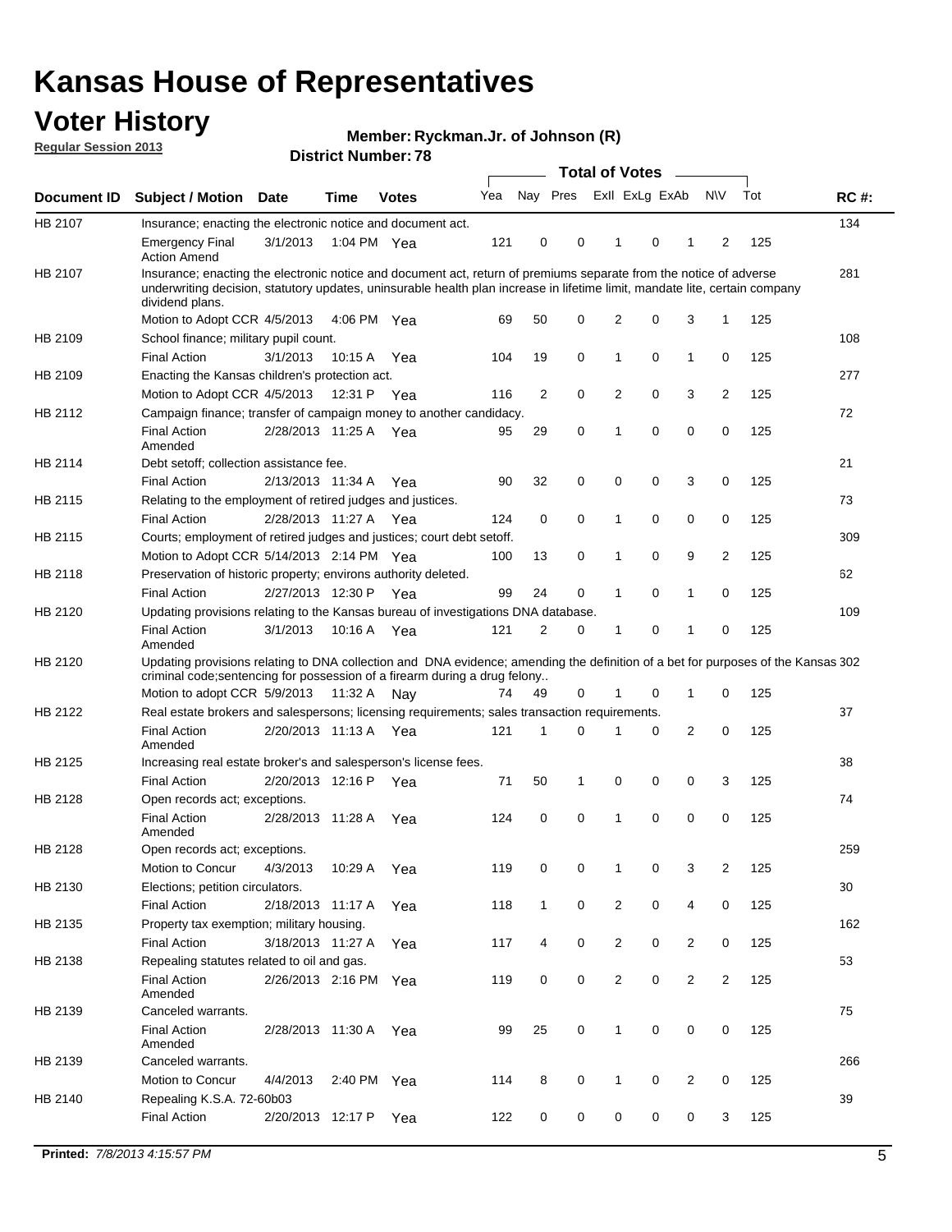# Kansas House of Representatives

## Voter History

**Regular Session 2013**

**Member: Ryckman.Jr. of Johnson (R)**

**District Number: 78**

| Document ID | Subject / Motion | Date | Time | Votes | Yea | Nay | Pres | ExII | ExLg | ExAb | N\V | Tot | RC #: |
|---|---|---|---|---|---|---|---|---|---|---|---|---|---|
| HB 2107 | Insurance; enacting the electronic notice and document act. | | | | | | | | | | | | 134 |
| | Emergency Final Action Amend | 3/1/2013 | 1:04 PM | Yea | 121 | 0 | 0 | 1 | 0 | 1 | 2 | 125 | |
| HB 2107 | Insurance; enacting the electronic notice and document act, return of premiums separate from the notice of adverse underwriting decision, statutory updates, uninsurable health plan increase in lifetime limit, mandate lite, certain company dividend plans. | | | | | | | | | | | | 281 |
| | Motion to Adopt CCR | 4/5/2013 | 4:06 PM | Yea | 69 | 50 | 0 | 2 | 0 | 3 | 1 | 125 | |
| HB 2109 | School finance; military pupil count. | | | | | | | | | | | | 108 |
| | Final Action | 3/1/2013 | 10:15 A | Yea | 104 | 19 | 0 | 1 | 0 | 1 | 0 | 125 | |
| HB 2109 | Enacting the Kansas children's protection act. | | | | | | | | | | | | 277 |
| | Motion to Adopt CCR | 4/5/2013 | 12:31 P | Yea | 116 | 2 | 0 | 2 | 0 | 3 | 2 | 125 | |
| HB 2112 | Campaign finance; transfer of campaign money to another candidacy. | | | | | | | | | | | | 72 |
| | Final Action Amended | 2/28/2013 | 11:25 A | Yea | 95 | 29 | 0 | 1 | 0 | 0 | 0 | 125 | |
| HB 2114 | Debt setoff; collection assistance fee. | | | | | | | | | | | | 21 |
| | Final Action | 2/13/2013 | 11:34 A | Yea | 90 | 32 | 0 | 0 | 0 | 3 | 0 | 125 | |
| HB 2115 | Relating to the employment of retired judges and justices. | | | | | | | | | | | | 73 |
| | Final Action | 2/28/2013 | 11:27 A | Yea | 124 | 0 | 0 | 1 | 0 | 0 | 0 | 125 | |
| HB 2115 | Courts; employment of retired judges and justices; court debt setoff. | | | | | | | | | | | | 309 |
| | Motion to Adopt CCR | 5/14/2013 | 2:14 PM | Yea | 100 | 13 | 0 | 1 | 0 | 9 | 2 | 125 | |
| HB 2118 | Preservation of historic property; environs authority deleted. | | | | | | | | | | | | 62 |
| | Final Action | 2/27/2013 | 12:30 P | Yea | 99 | 24 | 0 | 1 | 0 | 1 | 0 | 125 | |
| HB 2120 | Updating provisions relating to the Kansas bureau of investigations DNA database. | | | | | | | | | | | | 109 |
| | Final Action Amended | 3/1/2013 | 10:16 A | Yea | 121 | 2 | 0 | 1 | 0 | 1 | 0 | 125 | |
| HB 2120 | Updating provisions relating to DNA collection and DNA evidence; amending the definition of a bet for purposes of the Kansas criminal code;sentencing for possession of a firearm during a drug felony.. | | | | | | | | | | | | 302 |
| | Motion to adopt CCR | 5/9/2013 | 11:32 A | Nay | 74 | 49 | 0 | 1 | 0 | 1 | 0 | 125 | |
| HB 2122 | Real estate brokers and salespersons; licensing requirements; sales transaction requirements. | | | | | | | | | | | | 37 |
| | Final Action Amended | 2/20/2013 | 11:13 A | Yea | 121 | 1 | 0 | 1 | 0 | 2 | 0 | 125 | |
| HB 2125 | Increasing real estate broker's and salesperson's license fees. | | | | | | | | | | | | 38 |
| | Final Action | 2/20/2013 | 12:16 P | Yea | 71 | 50 | 1 | 0 | 0 | 0 | 3 | 125 | |
| HB 2128 | Open records act; exceptions. | | | | | | | | | | | | 74 |
| | Final Action Amended | 2/28/2013 | 11:28 A | Yea | 124 | 0 | 0 | 1 | 0 | 0 | 0 | 125 | |
| HB 2128 | Open records act; exceptions. | | | | | | | | | | | | 259 |
| | Motion to Concur | 4/3/2013 | 10:29 A | Yea | 119 | 0 | 0 | 1 | 0 | 3 | 2 | 125 | |
| HB 2130 | Elections; petition circulators. | | | | | | | | | | | | 30 |
| | Final Action | 2/18/2013 | 11:17 A | Yea | 118 | 1 | 0 | 2 | 0 | 4 | 0 | 125 | |
| HB 2135 | Property tax exemption; military housing. | | | | | | | | | | | | 162 |
| | Final Action | 3/18/2013 | 11:27 A | Yea | 117 | 4 | 0 | 2 | 0 | 2 | 0 | 125 | |
| HB 2138 | Repealing statutes related to oil and gas. | | | | | | | | | | | | 53 |
| | Final Action Amended | 2/26/2013 | 2:16 PM | Yea | 119 | 0 | 0 | 2 | 0 | 2 | 2 | 125 | |
| HB 2139 | Canceled warrants. | | | | | | | | | | | | 75 |
| | Final Action Amended | 2/28/2013 | 11:30 A | Yea | 99 | 25 | 0 | 1 | 0 | 0 | 0 | 125 | |
| HB 2139 | Canceled warrants. | | | | | | | | | | | | 266 |
| | Motion to Concur | 4/4/2013 | 2:40 PM | Yea | 114 | 8 | 0 | 1 | 0 | 2 | 0 | 125 | |
| HB 2140 | Repealing K.S.A. 72-60b03 | | | | | | | | | | | | 39 |
| | Final Action | 2/20/2013 | 12:17 P | Yea | 122 | 0 | 0 | 0 | 0 | 0 | 3 | 125 | |

**Printed:** *7/8/2013 4:15:57 PM*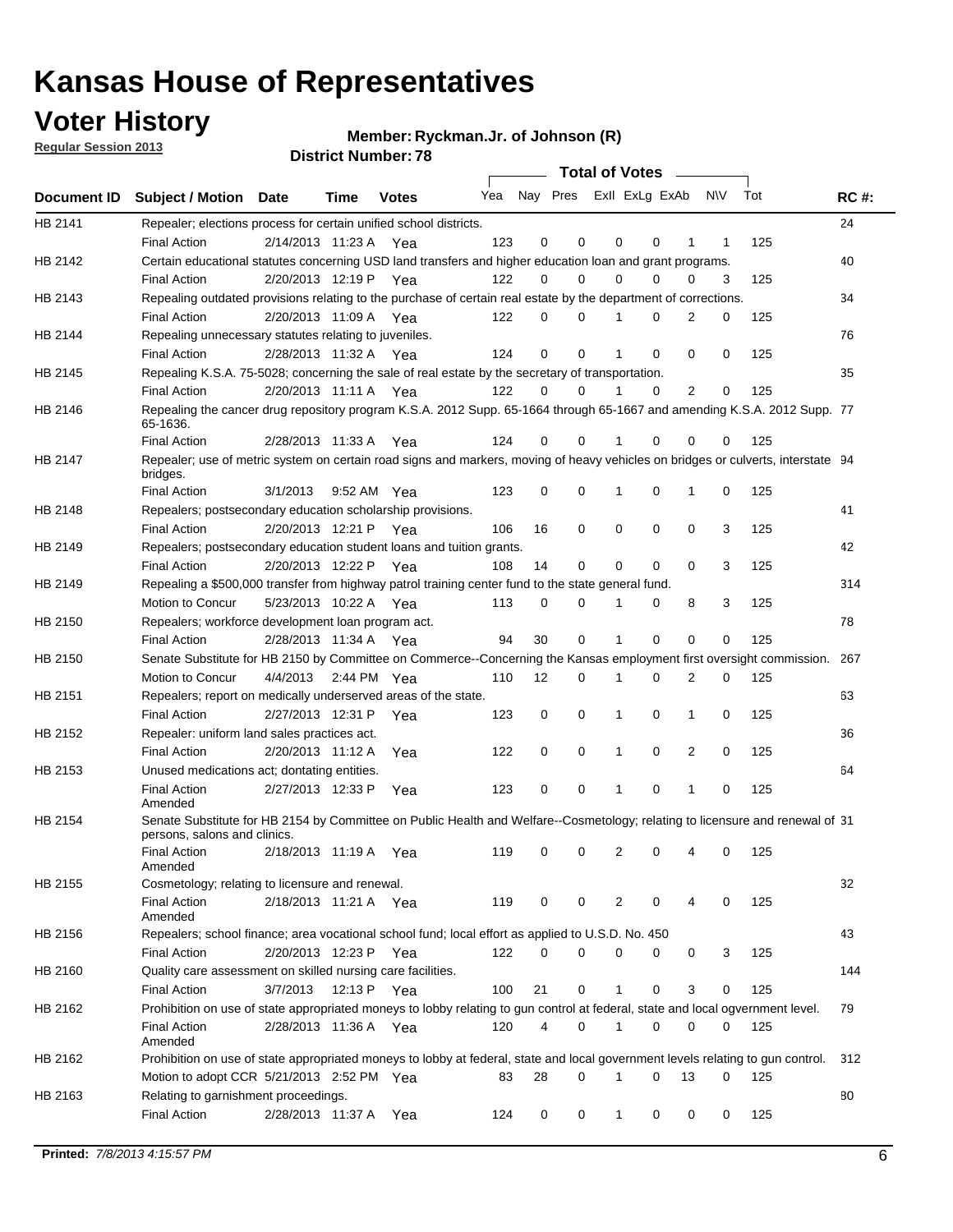# Kansas House of Representatives

## Voter History

**Regular Session 2013**

**Member: Ryckman.Jr. of Johnson (R)**

**District Number: 78**

| Document ID | Subject / Motion | Date | Time | Votes | Yea | Nay | Pres | ExII | ExLg | ExAb | N\V | Tot | RC #: |
|---|---|---|---|---|---|---|---|---|---|---|---|---|---|
| HB 2141 | Repealer; elections process for certain unified school districts. | | | | | | | | | | | | 24 |
| | Final Action | 2/14/2013 | 11:23 A | Yea | 123 | 0 | 0 | 0 | 0 | 1 | 1 | 125 | |
| HB 2142 | Certain educational statutes concerning USD land transfers and higher education loan and grant programs. | | | | | | | | | | | | 40 |
| | Final Action | 2/20/2013 | 12:19 P | Yea | 122 | 0 | 0 | 0 | 0 | 0 | 3 | 125 | |
| HB 2143 | Repealing outdated provisions relating to the purchase of certain real estate by the department of corrections. | | | | | | | | | | | | 34 |
| | Final Action | 2/20/2013 | 11:09 A | Yea | 122 | 0 | 0 | 1 | 0 | 2 | 0 | 125 | |
| HB 2144 | Repealing unnecessary statutes relating to juveniles. | | | | | | | | | | | | 76 |
| | Final Action | 2/28/2013 | 11:32 A | Yea | 124 | 0 | 0 | 1 | 0 | 0 | 0 | 125 | |
| HB 2145 | Repealing K.S.A. 75-5028; concerning the sale of real estate by the secretary of transportation. | | | | | | | | | | | | 35 |
| | Final Action | 2/20/2013 | 11:11 A | Yea | 122 | 0 | 0 | 1 | 0 | 2 | 0 | 125 | |
| HB 2146 | Repealing the cancer drug repository program K.S.A. 2012 Supp. 65-1664 through 65-1667 and amending K.S.A. 2012 Supp. 65-1636. | | | | | | | | | | | | 77 |
| | Final Action | 2/28/2013 | 11:33 A | Yea | 124 | 0 | 0 | 1 | 0 | 0 | 0 | 125 | |
| HB 2147 | Repealer; use of metric system on certain road signs and markers, moving of heavy vehicles on bridges or culverts, interstate bridges. | | | | | | | | | | | | 94 |
| | Final Action | 3/1/2013 | 9:52 AM | Yea | 123 | 0 | 0 | 1 | 0 | 1 | 0 | 125 | |
| HB 2148 | Repealers; postsecondary education scholarship provisions. | | | | | | | | | | | | 41 |
| | Final Action | 2/20/2013 | 12:21 P | Yea | 106 | 16 | 0 | 0 | 0 | 0 | 3 | 125 | |
| HB 2149 | Repealers; postsecondary education student loans and tuition grants. | | | | | | | | | | | | 42 |
| | Final Action | 2/20/2013 | 12:22 P | Yea | 108 | 14 | 0 | 0 | 0 | 0 | 3 | 125 | |
| HB 2149 | Repealing a $500,000 transfer from highway patrol training center fund to the state general fund. | | | | | | | | | | | | 314 |
| | Motion to Concur | 5/23/2013 | 10:22 A | Yea | 113 | 0 | 0 | 1 | 0 | 8 | 3 | 125 | |
| HB 2150 | Repealers; workforce development loan program act. | | | | | | | | | | | | 78 |
| | Final Action | 2/28/2013 | 11:34 A | Yea | 94 | 30 | 0 | 1 | 0 | 0 | 0 | 125 | |
| HB 2150 | Senate Substitute for HB 2150 by Committee on Commerce--Concerning the Kansas employment first oversight commission. | | | | | | | | | | | | 267 |
| | Motion to Concur | 4/4/2013 | 2:44 PM | Yea | 110 | 12 | 0 | 1 | 0 | 2 | 0 | 125 | |
| HB 2151 | Repealers; report on medically underserved areas of the state. | | | | | | | | | | | | 63 |
| | Final Action | 2/27/2013 | 12:31 P | Yea | 123 | 0 | 0 | 1 | 0 | 1 | 0 | 125 | |
| HB 2152 | Repealer: uniform land sales practices act. | | | | | | | | | | | | 36 |
| | Final Action | 2/20/2013 | 11:12 A | Yea | 122 | 0 | 0 | 1 | 0 | 2 | 0 | 125 | |
| HB 2153 | Unused medications act; dontating entities. | | | | | | | | | | | | 64 |
| | Final Action Amended | 2/27/2013 | 12:33 P | Yea | 123 | 0 | 0 | 1 | 0 | 1 | 0 | 125 | |
| HB 2154 | Senate Substitute for HB 2154 by Committee on Public Health and Welfare--Cosmetology; relating to licensure and renewal of persons, salons and clinics. | | | | | | | | | | | | 31 |
| | Final Action Amended | 2/18/2013 | 11:19 A | Yea | 119 | 0 | 0 | 2 | 0 | 4 | 0 | 125 | |
| HB 2155 | Cosmetology; relating to licensure and renewal. | | | | | | | | | | | | 32 |
| | Final Action Amended | 2/18/2013 | 11:21 A | Yea | 119 | 0 | 0 | 2 | 0 | 4 | 0 | 125 | |
| HB 2156 | Repealers; school finance; area vocational school fund; local effort as applied to U.S.D. No. 450 | | | | | | | | | | | | 43 |
| | Final Action | 2/20/2013 | 12:23 P | Yea | 122 | 0 | 0 | 0 | 0 | 0 | 3 | 125 | |
| HB 2160 | Quality care assessment on skilled nursing care facilities. | | | | | | | | | | | | 144 |
| | Final Action | 3/7/2013 | 12:13 P | Yea | 100 | 21 | 0 | 1 | 0 | 3 | 0 | 125 | |
| HB 2162 | Prohibition on use of state appropriated moneys to lobby relating to gun control at federal, state and local ogvernment level. | | | | | | | | | | | | 79 |
| | Final Action Amended | 2/28/2013 | 11:36 A | Yea | 120 | 4 | 0 | 1 | 0 | 0 | 0 | 125 | |
| HB 2162 | Prohibition on use of state appropriated moneys to lobby at federal, state and local government levels relating to gun control. | | | | | | | | | | | | 312 |
| | Motion to adopt CCR | 5/21/2013 | 2:52 PM | Yea | 83 | 28 | 0 | 1 | 0 | 13 | 0 | 125 | |
| HB 2163 | Relating to garnishment proceedings. | | | | | | | | | | | | 80 |
| | Final Action | 2/28/2013 | 11:37 A | Yea | 124 | 0 | 0 | 1 | 0 | 0 | 0 | 125 | |

**Printed:** *7/8/2013 4:15:57 PM*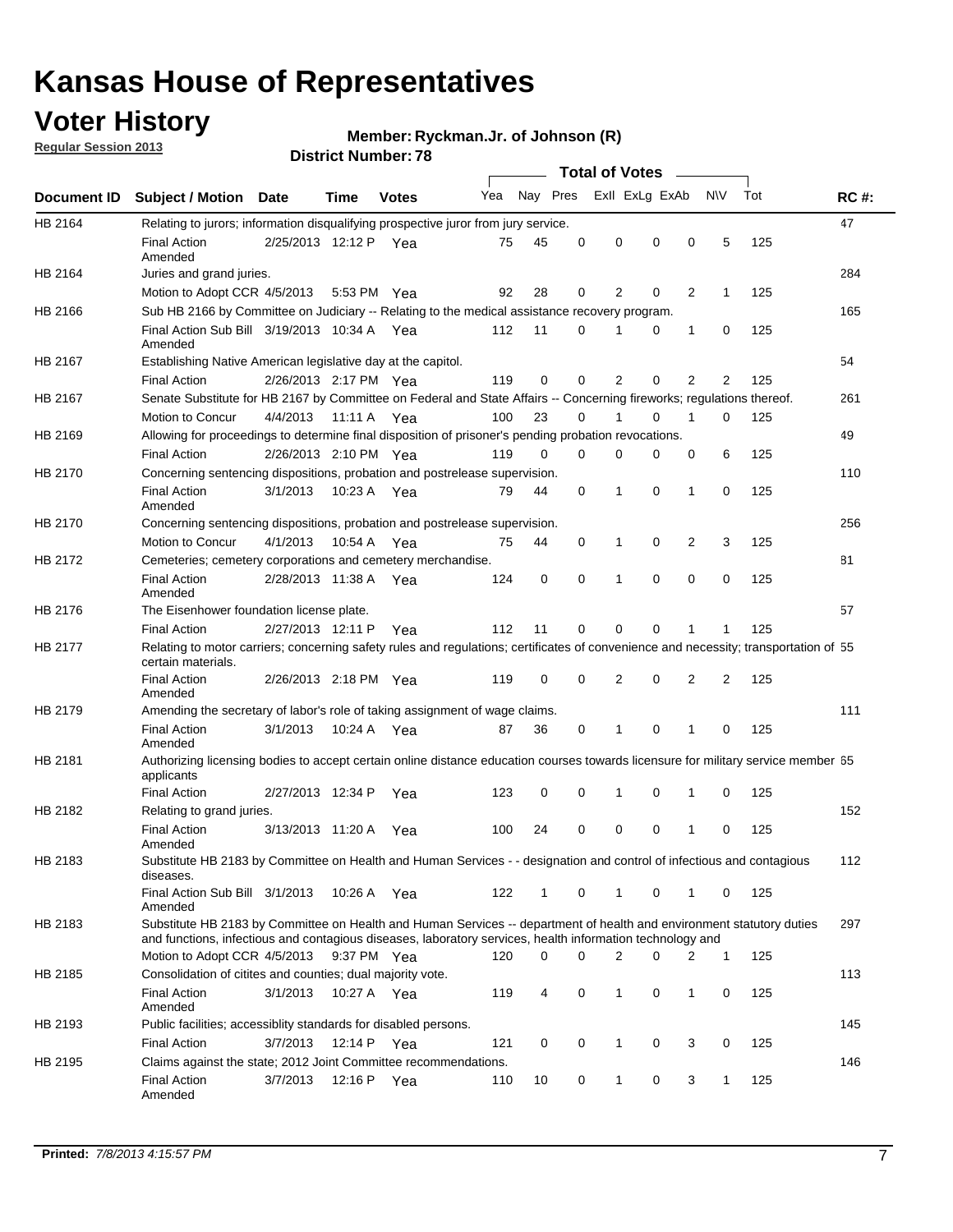# Kansas House of Representatives

## Voter History

**Regular Session 2013**

**Member: Ryckman.Jr. of Johnson (R)**

**District Number: 78**

| Document ID | Subject / Motion | Date | Time | Votes | Yea | Nay | Pres | ExII | ExLg | ExAb | N\V | Tot | RC #: |
|---|---|---|---|---|---|---|---|---|---|---|---|---|---|
| HB 2164 | Relating to jurors; information disqualifying prospective juror from jury service. | | | | | | | | | | | | 47 |
| | Final Action Amended | 2/25/2013 | 12:12 P | Yea | 75 | 45 | 0 | 0 | 0 | 0 | 5 | 125 | |
| HB 2164 | Juries and grand juries. | | | | | | | | | | | | 284 |
| | Motion to Adopt CCR | 4/5/2013 | 5:53 PM | Yea | 92 | 28 | 0 | 2 | 0 | 2 | 1 | 125 | |
| HB 2166 | Sub HB 2166 by Committee on Judiciary -- Relating to the medical assistance recovery program. | | | | | | | | | | | | 165 |
| | Final Action Sub Bill Amended | 3/19/2013 | 10:34 A | Yea | 112 | 11 | 0 | 1 | 0 | 1 | 0 | 125 | |
| HB 2167 | Establishing Native American legislative day at the capitol. | | | | | | | | | | | | 54 |
| | Final Action | 2/26/2013 | 2:17 PM | Yea | 119 | 0 | 0 | 2 | 0 | 2 | 2 | 125 | |
| HB 2167 | Senate Substitute for HB 2167 by Committee on Federal and State Affairs -- Concerning fireworks; regulations thereof. | | | | | | | | | | | | 261 |
| | Motion to Concur | 4/4/2013 | 11:11 A | Yea | 100 | 23 | 0 | 1 | 0 | 1 | 0 | 125 | |
| HB 2169 | Allowing for proceedings to determine final disposition of prisoner's pending probation revocations. | | | | | | | | | | | | 49 |
| | Final Action | 2/26/2013 | 2:10 PM | Yea | 119 | 0 | 0 | 0 | 0 | 0 | 6 | 125 | |
| HB 2170 | Concerning sentencing dispositions, probation and postrelease supervision. | | | | | | | | | | | | 110 |
| | Final Action Amended | 3/1/2013 | 10:23 A | Yea | 79 | 44 | 0 | 1 | 0 | 1 | 0 | 125 | |
| HB 2170 | Concerning sentencing dispositions, probation and postrelease supervision. | | | | | | | | | | | | 256 |
| | Motion to Concur | 4/1/2013 | 10:54 A | Yea | 75 | 44 | 0 | 1 | 0 | 2 | 3 | 125 | |
| HB 2172 | Cemeteries; cemetery corporations and cemetery merchandise. | | | | | | | | | | | | 81 |
| | Final Action Amended | 2/28/2013 | 11:38 A | Yea | 124 | 0 | 0 | 1 | 0 | 0 | 0 | 125 | |
| HB 2176 | The Eisenhower foundation license plate. | | | | | | | | | | | | 57 |
| | Final Action | 2/27/2013 | 12:11 P | Yea | 112 | 11 | 0 | 0 | 0 | 1 | 1 | 125 | |
| HB 2177 | Relating to motor carriers; concerning safety rules and regulations; certificates of convenience and necessity; transportation of certain materials. | | | | | | | | | | | | 55 |
| | Final Action Amended | 2/26/2013 | 2:18 PM | Yea | 119 | 0 | 0 | 2 | 0 | 2 | 2 | 125 | |
| HB 2179 | Amending the secretary of labor's role of taking assignment of wage claims. | | | | | | | | | | | | 111 |
| | Final Action Amended | 3/1/2013 | 10:24 A | Yea | 87 | 36 | 0 | 1 | 0 | 1 | 0 | 125 | |
| HB 2181 | Authorizing licensing bodies to accept certain online distance education courses towards licensure for military service member applicants | | | | | | | | | | | | 65 |
| | Final Action | 2/27/2013 | 12:34 P | Yea | 123 | 0 | 0 | 1 | 0 | 1 | 0 | 125 | |
| HB 2182 | Relating to grand juries. | | | | | | | | | | | | 152 |
| | Final Action Amended | 3/13/2013 | 11:20 A | Yea | 100 | 24 | 0 | 0 | 0 | 1 | 0 | 125 | |
| HB 2183 | Substitute HB 2183 by Committee on Health and Human Services - - designation and control of infectious and contagious diseases. | | | | | | | | | | | | 112 |
| | Final Action Sub Bill Amended | 3/1/2013 | 10:26 A | Yea | 122 | 1 | 0 | 1 | 0 | 1 | 0 | 125 | |
| HB 2183 | Substitute HB 2183 by Committee on Health and Human Services -- department of health and environment statutory duties and functions, infectious and contagious diseases, laboratory services, health information technology and | | | | | | | | | | | | 297 |
| | Motion to Adopt CCR | 4/5/2013 | 9:37 PM | Yea | 120 | 0 | 0 | 2 | 0 | 2 | 1 | 125 | |
| HB 2185 | Consolidation of citites and counties; dual majority vote. | | | | | | | | | | | | 113 |
| | Final Action Amended | 3/1/2013 | 10:27 A | Yea | 119 | 4 | 0 | 1 | 0 | 1 | 0 | 125 | |
| HB 2193 | Public facilities; accessiblity standards for disabled persons. | | | | | | | | | | | | 145 |
| | Final Action | 3/7/2013 | 12:14 P | Yea | 121 | 0 | 0 | 1 | 0 | 3 | 0 | 125 | |
| HB 2195 | Claims against the state; 2012 Joint Committee recommendations. | | | | | | | | | | | | 146 |
| | Final Action Amended | 3/7/2013 | 12:16 P | Yea | 110 | 10 | 0 | 1 | 0 | 3 | 1 | 125 | |

**Printed:** *7/8/2013 4:15:57 PM*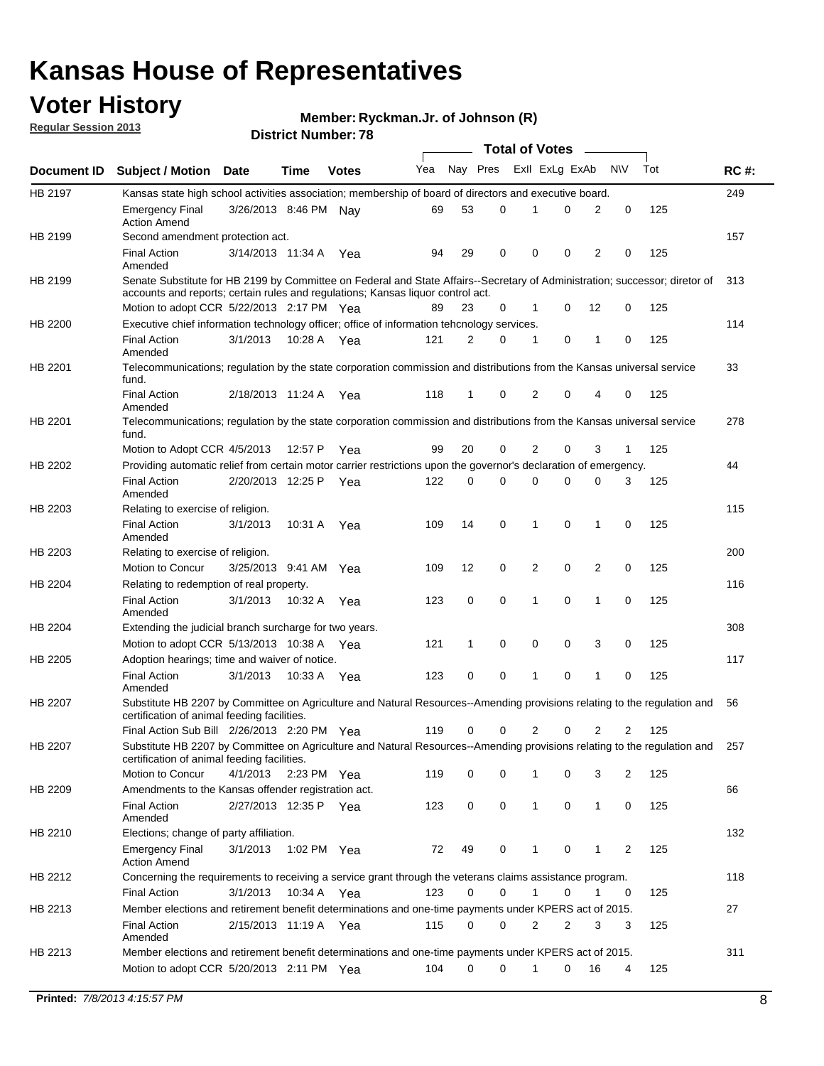# Kansas House of Representatives

## Voter History

**Regular Session 2013**

**Member: Ryckman.Jr. of Johnson (R)**

**District Number: 78**

| Document ID | Subject / Motion | Date | Time | Votes | Yea | Nay | Pres | ExlI | ExLg | ExAb | N\V | Tot | RC #: |
|---|---|---|---|---|---|---|---|---|---|---|---|---|---|
| HB 2197 | Kansas state high school activities association; membership of board of directors and executive board. | | | | | | | | | | | | 249 |
| | Emergency Final Action Amend | 3/26/2013 | 8:46 PM | Nay | 69 | 53 | 0 | 1 | 0 | 2 | 0 | 125 | |
| HB 2199 | Second amendment protection act. | | | | | | | | | | | | 157 |
| | Final Action Amended | 3/14/2013 | 11:34 A | Yea | 94 | 29 | 0 | 0 | 0 | 2 | 0 | 125 | |
| HB 2199 | Senate Substitute for HB 2199 by Committee on Federal and State Affairs--Secretary of Administration; successor; diretor of accounts and reports; certain rules and regulations; Kansas liquor control act. | | | | | | | | | | | | 313 |
| | Motion to adopt CCR | 5/22/2013 | 2:17 PM | Yea | 89 | 23 | 0 | 1 | 0 | 12 | 0 | 125 | |
| HB 2200 | Executive chief information technology officer; office of information tehcnology services. | | | | | | | | | | | | 114 |
| | Final Action Amended | 3/1/2013 | 10:28 A | Yea | 121 | 2 | 0 | 1 | 0 | 1 | 0 | 125 | |
| HB 2201 | Telecommunications; regulation by the state corporation commission and distributions from the Kansas universal service fund. | | | | | | | | | | | | 33 |
| | Final Action Amended | 2/18/2013 | 11:24 A | Yea | 118 | 1 | 0 | 2 | 0 | 4 | 0 | 125 | |
| HB 2201 | Telecommunications; regulation by the state corporation commission and distributions from the Kansas universal service fund. | | | | | | | | | | | | 278 |
| | Motion to Adopt CCR | 4/5/2013 | 12:57 P | Yea | 99 | 20 | 0 | 2 | 0 | 3 | 1 | 125 | |
| HB 2202 | Providing automatic relief from certain motor carrier restrictions upon the governor's declaration of emergency. | | | | | | | | | | | | 44 |
| | Final Action Amended | 2/20/2013 | 12:25 P | Yea | 122 | 0 | 0 | 0 | 0 | 0 | 3 | 125 | |
| HB 2203 | Relating to exercise of religion. | | | | | | | | | | | | 115 |
| | Final Action Amended | 3/1/2013 | 10:31 A | Yea | 109 | 14 | 0 | 1 | 0 | 1 | 0 | 125 | |
| HB 2203 | Relating to exercise of religion. | | | | | | | | | | | | 200 |
| | Motion to Concur | 3/25/2013 | 9:41 AM | Yea | 109 | 12 | 0 | 2 | 0 | 2 | 0 | 125 | |
| HB 2204 | Relating to redemption of real property. | | | | | | | | | | | | 116 |
| | Final Action Amended | 3/1/2013 | 10:32 A | Yea | 123 | 0 | 0 | 1 | 0 | 1 | 0 | 125 | |
| HB 2204 | Extending the judicial branch surcharge for two years. | | | | | | | | | | | | 308 |
| | Motion to adopt CCR | 5/13/2013 | 10:38 A | Yea | 121 | 1 | 0 | 0 | 0 | 3 | 0 | 125 | |
| HB 2205 | Adoption hearings; time and waiver of notice. | | | | | | | | | | | | 117 |
| | Final Action Amended | 3/1/2013 | 10:33 A | Yea | 123 | 0 | 0 | 1 | 0 | 1 | 0 | 125 | |
| HB 2207 | Substitute HB 2207 by Committee on Agriculture and Natural Resources--Amending provisions relating to the regulation and certification of animal feeding facilities. | | | | | | | | | | | | 56 |
| | Final Action Sub Bill | 2/26/2013 | 2:20 PM | Yea | 119 | 0 | 0 | 2 | 0 | 2 | 2 | 125 | |
| HB 2207 | Substitute HB 2207 by Committee on Agriculture and Natural Resources--Amending provisions relating to the regulation and certification of animal feeding facilities. | | | | | | | | | | | | 257 |
| | Motion to Concur | 4/1/2013 | 2:23 PM | Yea | 119 | 0 | 0 | 1 | 0 | 3 | 2 | 125 | |
| HB 2209 | Amendments to the Kansas offender registration act. | | | | | | | | | | | | 66 |
| | Final Action Amended | 2/27/2013 | 12:35 P | Yea | 123 | 0 | 0 | 1 | 0 | 1 | 0 | 125 | |
| HB 2210 | Elections; change of party affiliation. | | | | | | | | | | | | 132 |
| | Emergency Final Action Amend | 3/1/2013 | 1:02 PM | Yea | 72 | 49 | 0 | 1 | 0 | 1 | 2 | 125 | |
| HB 2212 | Concerning the requirements to receiving a service grant through the veterans claims assistance program. | | | | | | | | | | | | 118 |
| | Final Action | 3/1/2013 | 10:34 A | Yea | 123 | 0 | 0 | 1 | 0 | 1 | 0 | 125 | |
| HB 2213 | Member elections and retirement benefit determinations and one-time payments under KPERS act of 2015. | | | | | | | | | | | | 27 |
| | Final Action Amended | 2/15/2013 | 11:19 A | Yea | 115 | 0 | 0 | 2 | 2 | 3 | 3 | 125 | |
| HB 2213 | Member elections and retirement benefit determinations and one-time payments under KPERS act of 2015. | | | | | | | | | | | | 311 |
| | Motion to adopt CCR | 5/20/2013 | 2:11 PM | Yea | 104 | 0 | 0 | 1 | 0 | 16 | 4 | 125 | |

**Printed:** *7/8/2013 4:15:57 PM*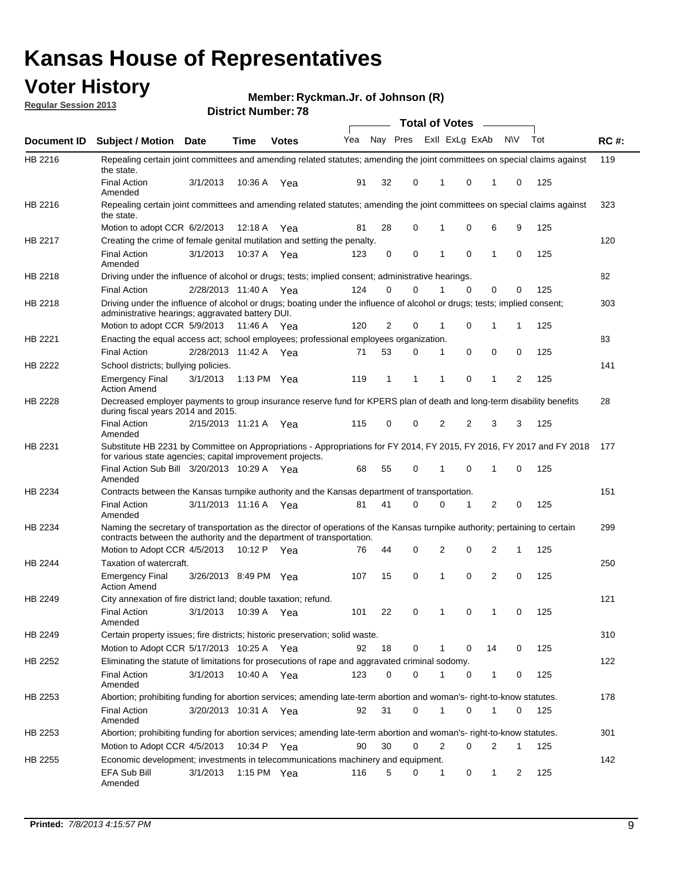# Kansas House of Representatives

## Voter History

**Regular Session 2013**

**Member: Ryckman.Jr. of Johnson (R)**

**District Number: 78**

| Document ID | Subject / Motion | Date | Time | Votes | Yea | Nay | Pres | ExII | ExLg | ExAb | N\V | Tot | RC #: |
|---|---|---|---|---|---|---|---|---|---|---|---|---|---|
| HB 2216 | Repealing certain joint committees and amending related statutes; amending the joint committees on special claims against the state. | | | | | | | | | | | | 119 |
| | Final Action Amended | 3/1/2013 | 10:36 A | Yea | 91 | 32 | 0 | 1 | 0 | 1 | 0 | 125 | |
| HB 2216 | Repealing certain joint committees and amending related statutes; amending the joint committees on special claims against the state. | | | | | | | | | | | | 323 |
| | Motion to adopt CCR | 6/2/2013 | 12:18 A | Yea | 81 | 28 | 0 | 1 | 0 | 6 | 9 | 125 | |
| HB 2217 | Creating the crime of female genital mutilation and setting the penalty. | | | | | | | | | | | | 120 |
| | Final Action Amended | 3/1/2013 | 10:37 A | Yea | 123 | 0 | 0 | 1 | 0 | 1 | 0 | 125 | |
| HB 2218 | Driving under the influence of alcohol or drugs; tests; implied consent; administrative hearings. | | | | | | | | | | | | 82 |
| | Final Action | 2/28/2013 | 11:40 A | Yea | 124 | 0 | 0 | 1 | 0 | 0 | 0 | 125 | |
| HB 2218 | Driving under the influence of alcohol or drugs; boating under the influence of alcohol or drugs; tests; implied consent; administrative hearings; aggravated battery DUI. | | | | | | | | | | | | 303 |
| | Motion to adopt CCR | 5/9/2013 | 11:46 A | Yea | 120 | 2 | 0 | 1 | 0 | 1 | 1 | 125 | |
| HB 2221 | Enacting the equal access act; school employees; professional employees organization. | | | | | | | | | | | | 83 |
| | Final Action | 2/28/2013 | 11:42 A | Yea | 71 | 53 | 0 | 1 | 0 | 0 | 0 | 125 | |
| HB 2222 | School districts; bullying policies. | | | | | | | | | | | | 141 |
| | Emergency Final Action Amend | 3/1/2013 | 1:13 PM | Yea | 119 | 1 | 1 | 1 | 0 | 1 | 2 | 125 | |
| HB 2228 | Decreased employer payments to group insurance reserve fund for KPERS plan of death and long-term disability benefits during fiscal years 2014 and 2015. | | | | | | | | | | | | 28 |
| | Final Action Amended | 2/15/2013 | 11:21 A | Yea | 115 | 0 | 0 | 2 | 2 | 3 | 3 | 125 | |
| HB 2231 | Substitute HB 2231 by Committee on Appropriations - Appropriations for FY 2014, FY 2015, FY 2016, FY 2017 and FY 2018 for various state agencies; capital improvement projects. | | | | | | | | | | | | 177 |
| | Final Action Sub Bill Amended | 3/20/2013 | 10:29 A | Yea | 68 | 55 | 0 | 1 | 0 | 1 | 0 | 125 | |
| HB 2234 | Contracts between the Kansas turnpike authority and the Kansas department of transportation. | | | | | | | | | | | | 151 |
| | Final Action Amended | 3/11/2013 | 11:16 A | Yea | 81 | 41 | 0 | 0 | 1 | 2 | 0 | 125 | |
| HB 2234 | Naming the secretary of transportation as the director of operations of the Kansas turnpike authority; pertaining to certain contracts between the authority and the department of transportation. | | | | | | | | | | | | 299 |
| | Motion to Adopt CCR | 4/5/2013 | 10:12 P | Yea | 76 | 44 | 0 | 2 | 0 | 2 | 1 | 125 | |
| HB 2244 | Taxation of watercraft. | | | | | | | | | | | | 250 |
| | Emergency Final Action Amend | 3/26/2013 | 8:49 PM | Yea | 107 | 15 | 0 | 1 | 0 | 2 | 0 | 125 | |
| HB 2249 | City annexation of fire district land; double taxation; refund. | | | | | | | | | | | | 121 |
| | Final Action Amended | 3/1/2013 | 10:39 A | Yea | 101 | 22 | 0 | 1 | 0 | 1 | 0 | 125 | |
| HB 2249 | Certain property issues; fire districts; historic preservation; solid waste. | | | | | | | | | | | | 310 |
| | Motion to Adopt CCR | 5/17/2013 | 10:25 A | Yea | 92 | 18 | 0 | 1 | 0 | 14 | 0 | 125 | |
| HB 2252 | Eliminating the statute of limitations for prosecutions of rape and aggravated criminal sodomy. | | | | | | | | | | | | 122 |
| | Final Action Amended | 3/1/2013 | 10:40 A | Yea | 123 | 0 | 0 | 1 | 0 | 1 | 0 | 125 | |
| HB 2253 | Abortion; prohibiting funding for abortion services; amending late-term abortion and woman's- right-to-know statutes. | | | | | | | | | | | | 178 |
| | Final Action Amended | 3/20/2013 | 10:31 A | Yea | 92 | 31 | 0 | 1 | 0 | 1 | 0 | 125 | |
| HB 2253 | Abortion; prohibiting funding for abortion services; amending late-term abortion and woman's- right-to-know statutes. | | | | | | | | | | | | 301 |
| | Motion to Adopt CCR | 4/5/2013 | 10:34 P | Yea | 90 | 30 | 0 | 2 | 0 | 2 | 1 | 125 | |
| HB 2255 | Economic development; investments in telecommunications machinery and equipment. | | | | | | | | | | | | 142 |
| | EFA Sub Bill Amended | 3/1/2013 | 1:15 PM | Yea | 116 | 5 | 0 | 1 | 0 | 1 | 2 | 125 | |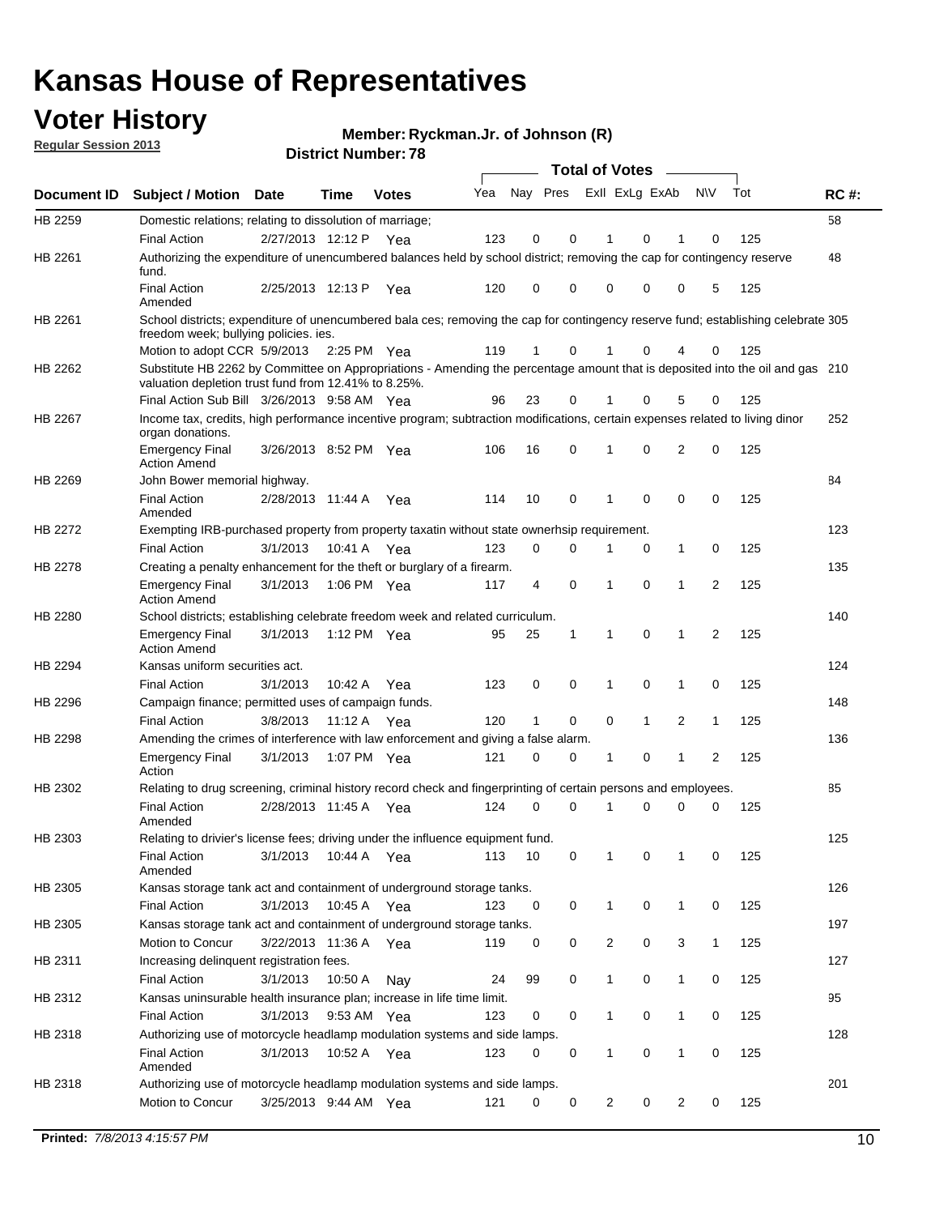# Kansas House of Representatives

## Voter History

**Regular Session 2013**

**Member: Ryckman.Jr. of Johnson (R)**

**District Number: 78**

| Document ID | Subject / Motion | Date | Time | Votes | Yea | Nay | Pres | ExII | ExLg | ExAb | N\V | Tot | RC #: |
|---|---|---|---|---|---|---|---|---|---|---|---|---|---|
| HB 2259 | Domestic relations; relating to dissolution of marriage; | | | | | | | | | | | | 58 |
| | Final Action | 2/27/2013 | 12:12 P | Yea | 123 | 0 | 0 | 1 | 0 | 1 | 0 | 125 | |
| HB 2261 | Authorizing the expenditure of unencumbered balances held by school district; removing the cap for contingency reserve fund. | | | | | | | | | | | | 48 |
| | Final Action Amended | 2/25/2013 | 12:13 P | Yea | 120 | 0 | 0 | 0 | 0 | 0 | 5 | 125 | |
| HB 2261 | School districts; expenditure of unencumbered bala ces; removing the cap for contingency reserve fund; establishing celebrate freedom week; bullying policies. ies. | | | | | | | | | | | | 305 |
| | Motion to adopt CCR | 5/9/2013 | 2:25 PM | Yea | 119 | 1 | 0 | 1 | 0 | 4 | 0 | 125 | |
| HB 2262 | Substitute HB 2262 by Committee on Appropriations - Amending the percentage amount that is deposited into the oil and gas valuation depletion trust fund from 12.41% to 8.25%. | | | | | | | | | | | | 210 |
| | Final Action Sub Bill | 3/26/2013 | 9:58 AM | Yea | 96 | 23 | 0 | 1 | 0 | 5 | 0 | 125 | |
| HB 2267 | Income tax, credits, high performance incentive program; subtraction modifications, certain expenses related to living dinor organ donations. | | | | | | | | | | | | 252 |
| | Emergency Final Action Amend | 3/26/2013 | 8:52 PM | Yea | 106 | 16 | 0 | 1 | 0 | 2 | 0 | 125 | |
| HB 2269 | John Bower memorial highway. | | | | | | | | | | | | 84 |
| | Final Action Amended | 2/28/2013 | 11:44 A | Yea | 114 | 10 | 0 | 1 | 0 | 0 | 0 | 125 | |
| HB 2272 | Exempting IRB-purchased property from property taxatin without state ownerhsip requirement. | | | | | | | | | | | | 123 |
| | Final Action | 3/1/2013 | 10:41 A | Yea | 123 | 0 | 0 | 1 | 0 | 1 | 0 | 125 | |
| HB 2278 | Creating a penalty enhancement for the theft or burglary of a firearm. | | | | | | | | | | | | 135 |
| | Emergency Final Action Amend | 3/1/2013 | 1:06 PM | Yea | 117 | 4 | 0 | 1 | 0 | 1 | 2 | 125 | |
| HB 2280 | School districts; establishing celebrate freedom week and related curriculum. | | | | | | | | | | | | 140 |
| | Emergency Final Action Amend | 3/1/2013 | 1:12 PM | Yea | 95 | 25 | 1 | 1 | 0 | 1 | 2 | 125 | |
| HB 2294 | Kansas uniform securities act. | | | | | | | | | | | | 124 |
| | Final Action | 3/1/2013 | 10:42 A | Yea | 123 | 0 | 0 | 1 | 0 | 1 | 0 | 125 | |
| HB 2296 | Campaign finance; permitted uses of campaign funds. | | | | | | | | | | | | 148 |
| | Final Action | 3/8/2013 | 11:12 A | Yea | 120 | 1 | 0 | 0 | 1 | 2 | 1 | 125 | |
| HB 2298 | Amending the crimes of interference with law enforcement and giving a false alarm. | | | | | | | | | | | | 136 |
| | Emergency Final Action | 3/1/2013 | 1:07 PM | Yea | 121 | 0 | 0 | 1 | 0 | 1 | 2 | 125 | |
| HB 2302 | Relating to drug screening, criminal history record check and fingerprinting of certain persons and employees. | | | | | | | | | | | | 85 |
| | Final Action Amended | 2/28/2013 | 11:45 A | Yea | 124 | 0 | 0 | 1 | 0 | 0 | 0 | 125 | |
| HB 2303 | Relating to drivier's license fees; driving under the influence equipment fund. | | | | | | | | | | | | 125 |
| | Final Action Amended | 3/1/2013 | 10:44 A | Yea | 113 | 10 | 0 | 1 | 0 | 1 | 0 | 125 | |
| HB 2305 | Kansas storage tank act and containment of underground storage tanks. | | | | | | | | | | | | 126 |
| | Final Action | 3/1/2013 | 10:45 A | Yea | 123 | 0 | 0 | 1 | 0 | 1 | 0 | 125 | |
| HB 2305 | Kansas storage tank act and containment of underground storage tanks. | | | | | | | | | | | | 197 |
| | Motion to Concur | 3/22/2013 | 11:36 A | Yea | 119 | 0 | 0 | 2 | 0 | 3 | 1 | 125 | |
| HB 2311 | Increasing delinquent registration fees. | | | | | | | | | | | | 127 |
| | Final Action | 3/1/2013 | 10:50 A | Nay | 24 | 99 | 0 | 1 | 0 | 1 | 0 | 125 | |
| HB 2312 | Kansas uninsurable health insurance plan; increase in life time limit. | | | | | | | | | | | | 95 |
| | Final Action | 3/1/2013 | 9:53 AM | Yea | 123 | 0 | 0 | 1 | 0 | 1 | 0 | 125 | |
| HB 2318 | Authorizing use of motorcycle headlamp modulation systems and side lamps. | | | | | | | | | | | | 128 |
| | Final Action Amended | 3/1/2013 | 10:52 A | Yea | 123 | 0 | 0 | 1 | 0 | 1 | 0 | 125 | |
| HB 2318 | Authorizing use of motorcycle headlamp modulation systems and side lamps. | | | | | | | | | | | | 201 |
| | Motion to Concur | 3/25/2013 | 9:44 AM | Yea | 121 | 0 | 0 | 2 | 0 | 2 | 0 | 125 | |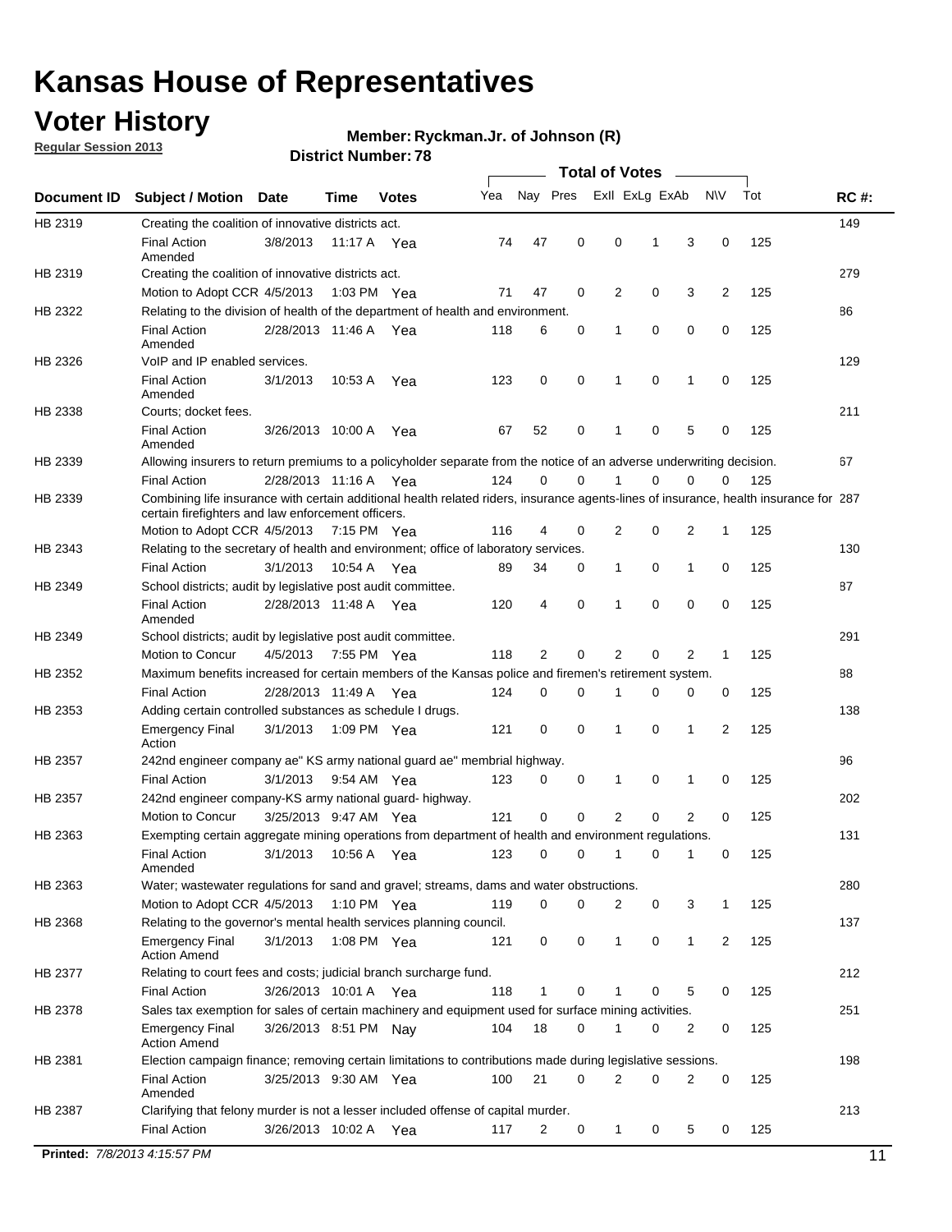# Kansas House of Representatives

## Voter History

**Regular Session 2013**

**Member: Ryckman.Jr. of Johnson (R)**

**District Number: 78**

| Document ID | Subject / Motion | Date | Time | Votes | Yea | Nay | Pres | ExII | ExLg | ExAb | N\V | Tot | RC #: |
|---|---|---|---|---|---|---|---|---|---|---|---|---|---|
| HB 2319 | Creating the coalition of innovative districts act. | | | | | | | | | | | | 149 |
| | Final Action Amended | 3/8/2013 | 11:17 A | Yea | 74 | 47 | 0 | 0 | 1 | 3 | 0 | 125 | |
| HB 2319 | Creating the coalition of innovative districts act. | | | | | | | | | | | | 279 |
| | Motion to Adopt CCR | 4/5/2013 | 1:03 PM | Yea | 71 | 47 | 0 | 2 | 0 | 3 | 2 | 125 | |
| HB 2322 | Relating to the division of health of the department of health and environment. | | | | | | | | | | | | 86 |
| | Final Action Amended | 2/28/2013 | 11:46 A | Yea | 118 | 6 | 0 | 1 | 0 | 0 | 0 | 125 | |
| HB 2326 | VoIP and IP enabled services. | | | | | | | | | | | | 129 |
| | Final Action Amended | 3/1/2013 | 10:53 A | Yea | 123 | 0 | 0 | 1 | 0 | 1 | 0 | 125 | |
| HB 2338 | Courts; docket fees. | | | | | | | | | | | | 211 |
| | Final Action Amended | 3/26/2013 | 10:00 A | Yea | 67 | 52 | 0 | 1 | 0 | 5 | 0 | 125 | |
| HB 2339 | Allowing insurers to return premiums to a policyholder separate from the notice of an adverse underwriting decision. | | | | | | | | | | | | 67 |
| | Final Action | 2/28/2013 | 11:16 A | Yea | 124 | 0 | 0 | 1 | 0 | 0 | 0 | 125 | |
| HB 2339 | Combining life insurance with certain additional health related riders, insurance agents-lines of insurance, health insurance for certain firefighters and law enforcement officers. | | | | | | | | | | | | 287 |
| | Motion to Adopt CCR | 4/5/2013 | 7:15 PM | Yea | 116 | 4 | 0 | 2 | 0 | 2 | 1 | 125 | |
| HB 2343 | Relating to the secretary of health and environment; office of laboratory services. | | | | | | | | | | | | 130 |
| | Final Action | 3/1/2013 | 10:54 A | Yea | 89 | 34 | 0 | 1 | 0 | 1 | 0 | 125 | |
| HB 2349 | School districts; audit by legislative post audit committee. | | | | | | | | | | | | 87 |
| | Final Action Amended | 2/28/2013 | 11:48 A | Yea | 120 | 4 | 0 | 1 | 0 | 0 | 0 | 125 | |
| HB 2349 | School districts; audit by legislative post audit committee. | | | | | | | | | | | | 291 |
| | Motion to Concur | 4/5/2013 | 7:55 PM | Yea | 118 | 2 | 0 | 2 | 0 | 2 | 1 | 125 | |
| HB 2352 | Maximum benefits increased for certain members of the Kansas police and firemen's retirement system. | | | | | | | | | | | | 88 |
| | Final Action | 2/28/2013 | 11:49 A | Yea | 124 | 0 | 0 | 1 | 0 | 0 | 0 | 125 | |
| HB 2353 | Adding certain controlled substances as schedule I drugs. | | | | | | | | | | | | 138 |
| | Emergency Final Action | 3/1/2013 | 1:09 PM | Yea | 121 | 0 | 0 | 1 | 0 | 1 | 2 | 125 | |
| HB 2357 | 242nd engineer company ae" KS army national guard ae" membrial highway. | | | | | | | | | | | | 96 |
| | Final Action | 3/1/2013 | 9:54 AM | Yea | 123 | 0 | 0 | 1 | 0 | 1 | 0 | 125 | |
| HB 2357 | 242nd engineer company-KS army national guard- highway. | | | | | | | | | | | | 202 |
| | Motion to Concur | 3/25/2013 | 9:47 AM | Yea | 121 | 0 | 0 | 2 | 0 | 2 | 0 | 125 | |
| HB 2363 | Exempting certain aggregate mining operations from department of health and environment regulations. | | | | | | | | | | | | 131 |
| | Final Action Amended | 3/1/2013 | 10:56 A | Yea | 123 | 0 | 0 | 1 | 0 | 1 | 0 | 125 | |
| HB 2363 | Water; wastewater regulations for sand and gravel; streams, dams and water obstructions. | | | | | | | | | | | | 280 |
| | Motion to Adopt CCR | 4/5/2013 | 1:10 PM | Yea | 119 | 0 | 0 | 2 | 0 | 3 | 1 | 125 | |
| HB 2368 | Relating to the governor's mental health services planning council. | | | | | | | | | | | | 137 |
| | Emergency Final Action Amend | 3/1/2013 | 1:08 PM | Yea | 121 | 0 | 0 | 1 | 0 | 1 | 2 | 125 | |
| HB 2377 | Relating to court fees and costs; judicial branch surcharge fund. | | | | | | | | | | | | 212 |
| | Final Action | 3/26/2013 | 10:01 A | Yea | 118 | 1 | 0 | 1 | 0 | 5 | 0 | 125 | |
| HB 2378 | Sales tax exemption for sales of certain machinery and equipment used for surface mining activities. | | | | | | | | | | | | 251 |
| | Emergency Final Action Amend | 3/26/2013 | 8:51 PM | Nay | 104 | 18 | 0 | 1 | 0 | 2 | 0 | 125 | |
| HB 2381 | Election campaign finance; removing certain limitations to contributions made during legislative sessions. | | | | | | | | | | | | 198 |
| | Final Action Amended | 3/25/2013 | 9:30 AM | Yea | 100 | 21 | 0 | 2 | 0 | 2 | 0 | 125 | |
| HB 2387 | Clarifying that felony murder is not a lesser included offense of capital murder. | | | | | | | | | | | | 213 |
| | Final Action | 3/26/2013 | 10:02 A | Yea | 117 | 2 | 0 | 1 | 0 | 5 | 0 | 125 | |

**Printed:** *7/8/2013 4:15:57 PM*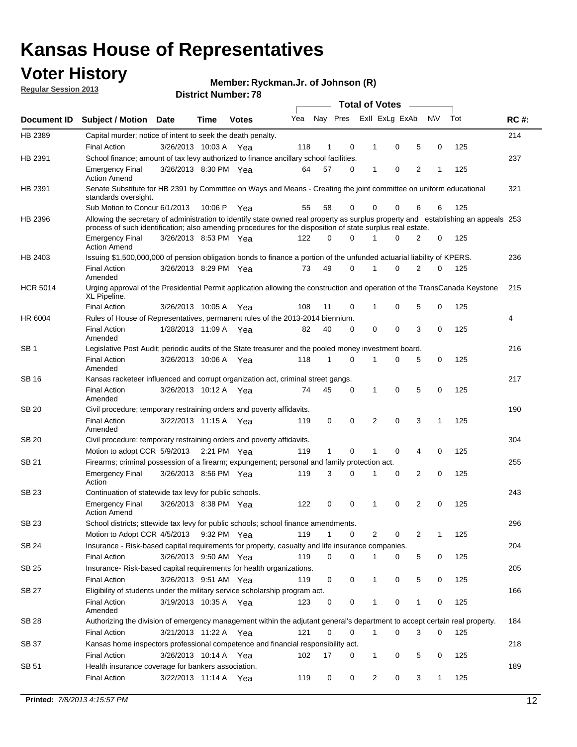# Kansas House of Representatives

## Voter History

**Regular Session 2013**

**Member: Ryckman.Jr. of Johnson (R)**

**District Number: 78**

| Document ID | Subject / Motion | Date | Time | Votes | Yea | Nay | Pres | ExII | ExLg | ExAb | N\V | Tot | RC #: |
|---|---|---|---|---|---|---|---|---|---|---|---|---|---|
| HB 2389 | Capital murder; notice of intent to seek the death penalty. | | | | | | | | | | | | 214 |
| | Final Action | 3/26/2013 | 10:03 A | Yea | 118 | 1 | 0 | 1 | 0 | 5 | 0 | 125 | |
| HB 2391 | School finance; amount of tax levy authorized to finance ancillary school facilities. | | | | | | | | | | | | 237 |
| | Emergency Final Action Amend | 3/26/2013 | 8:30 PM | Yea | 64 | 57 | 0 | 1 | 0 | 2 | 1 | 125 | |
| HB 2391 | Senate Substitute for HB 2391 by Committee on Ways and Means - Creating the joint committee on uniform educational standards oversight. | | | | | | | | | | | | 321 |
| | Sub Motion to Concur | 6/1/2013 | 10:06 P | Yea | 55 | 58 | 0 | 0 | 0 | 6 | 6 | 125 | |
| HB 2396 | Allowing the secretary of administration to identify state owned real property as surplus property and establishing an appeals process of such identification; also amending procedures for the disposition of state surplus real estate. | | | | | | | | | | | | 253 |
| | Emergency Final Action Amend | 3/26/2013 | 8:53 PM | Yea | 122 | 0 | 0 | 1 | 0 | 2 | 0 | 125 | |
| HB 2403 | Issuing $1,500,000,000 of pension obligation bonds to finance a portion of the unfunded actuarial liability of KPERS. | | | | | | | | | | | | 236 |
| | Final Action Amended | 3/26/2013 | 8:29 PM | Yea | 73 | 49 | 0 | 1 | 0 | 2 | 0 | 125 | |
| HCR 5014 | Urging approval of the Presidential Permit application allowing the construction and operation of the TransCanada Keystone XL Pipeline. | | | | | | | | | | | | 215 |
| | Final Action | 3/26/2013 | 10:05 A | Yea | 108 | 11 | 0 | 1 | 0 | 5 | 0 | 125 | |
| HR 6004 | Rules of House of Representatives, permanent rules of the 2013-2014 biennium. | | | | | | | | | | | | 4 |
| | Final Action Amended | 1/28/2013 | 11:09 A | Yea | 82 | 40 | 0 | 0 | 0 | 3 | 0 | 125 | |
| SB 1 | Legislative Post Audit; periodic audits of the State treasurer and the pooled money investment board. | | | | | | | | | | | | 216 |
| | Final Action Amended | 3/26/2013 | 10:06 A | Yea | 118 | 1 | 0 | 1 | 0 | 5 | 0 | 125 | |
| SB 16 | Kansas racketeer influenced and corrupt organization act, criminal street gangs. | | | | | | | | | | | | 217 |
| | Final Action Amended | 3/26/2013 | 10:12 A | Yea | 74 | 45 | 0 | 1 | 0 | 5 | 0 | 125 | |
| SB 20 | Civil procedure; temporary restraining orders and poverty affidavits. | | | | | | | | | | | | 190 |
| | Final Action Amended | 3/22/2013 | 11:15 A | Yea | 119 | 0 | 0 | 2 | 0 | 3 | 1 | 125 | |
| SB 20 | Civil procedure; temporary restraining orders and poverty affidavits. | | | | | | | | | | | | 304 |
| | Motion to adopt CCR | 5/9/2013 | 2:21 PM | Yea | 119 | 1 | 0 | 1 | 0 | 4 | 0 | 125 | |
| SB 21 | Firearms; criminal possession of a firearm; expungement; personal and family protection act. | | | | | | | | | | | | 255 |
| | Emergency Final Action | 3/26/2013 | 8:56 PM | Yea | 119 | 3 | 0 | 1 | 0 | 2 | 0 | 125 | |
| SB 23 | Continuation of statewide tax levy for public schools. | | | | | | | | | | | | 243 |
| | Emergency Final Action Amend | 3/26/2013 | 8:38 PM | Yea | 122 | 0 | 0 | 1 | 0 | 2 | 0 | 125 | |
| SB 23 | School districts; sttewide tax levy for public schools; school finance amendments. | | | | | | | | | | | | 296 |
| | Motion to Adopt CCR | 4/5/2013 | 9:32 PM | Yea | 119 | 1 | 0 | 2 | 0 | 2 | 1 | 125 | |
| SB 24 | Insurance - Risk-based capital requirements for property, casualty and life insurance companies. | | | | | | | | | | | | 204 |
| | Final Action | 3/26/2013 | 9:50 AM | Yea | 119 | 0 | 0 | 1 | 0 | 5 | 0 | 125 | |
| SB 25 | Insurance- Risk-based capital requirements for health organizations. | | | | | | | | | | | | 205 |
| | Final Action | 3/26/2013 | 9:51 AM | Yea | 119 | 0 | 0 | 1 | 0 | 5 | 0 | 125 | |
| SB 27 | Eligibility of students under the military service scholarship program act. | | | | | | | | | | | | 166 |
| | Final Action Amended | 3/19/2013 | 10:35 A | Yea | 123 | 0 | 0 | 1 | 0 | 1 | 0 | 125 | |
| SB 28 | Authorizing the division of emergency management within the adjutant general's department to accept certain real property. | | | | | | | | | | | | 184 |
| | Final Action | 3/21/2013 | 11:22 A | Yea | 121 | 0 | 0 | 1 | 0 | 3 | 0 | 125 | |
| SB 37 | Kansas home inspectors professional competence and financial responsibility act. | | | | | | | | | | | | 218 |
| | Final Action | 3/26/2013 | 10:14 A | Yea | 102 | 17 | 0 | 1 | 0 | 5 | 0 | 125 | |
| SB 51 | Health insurance coverage for bankers association. | | | | | | | | | | | | 189 |
| | Final Action | 3/22/2013 | 11:14 A | Yea | 119 | 0 | 0 | 2 | 0 | 3 | 1 | 125 | |

**Printed:** *7/8/2013 4:15:57 PM*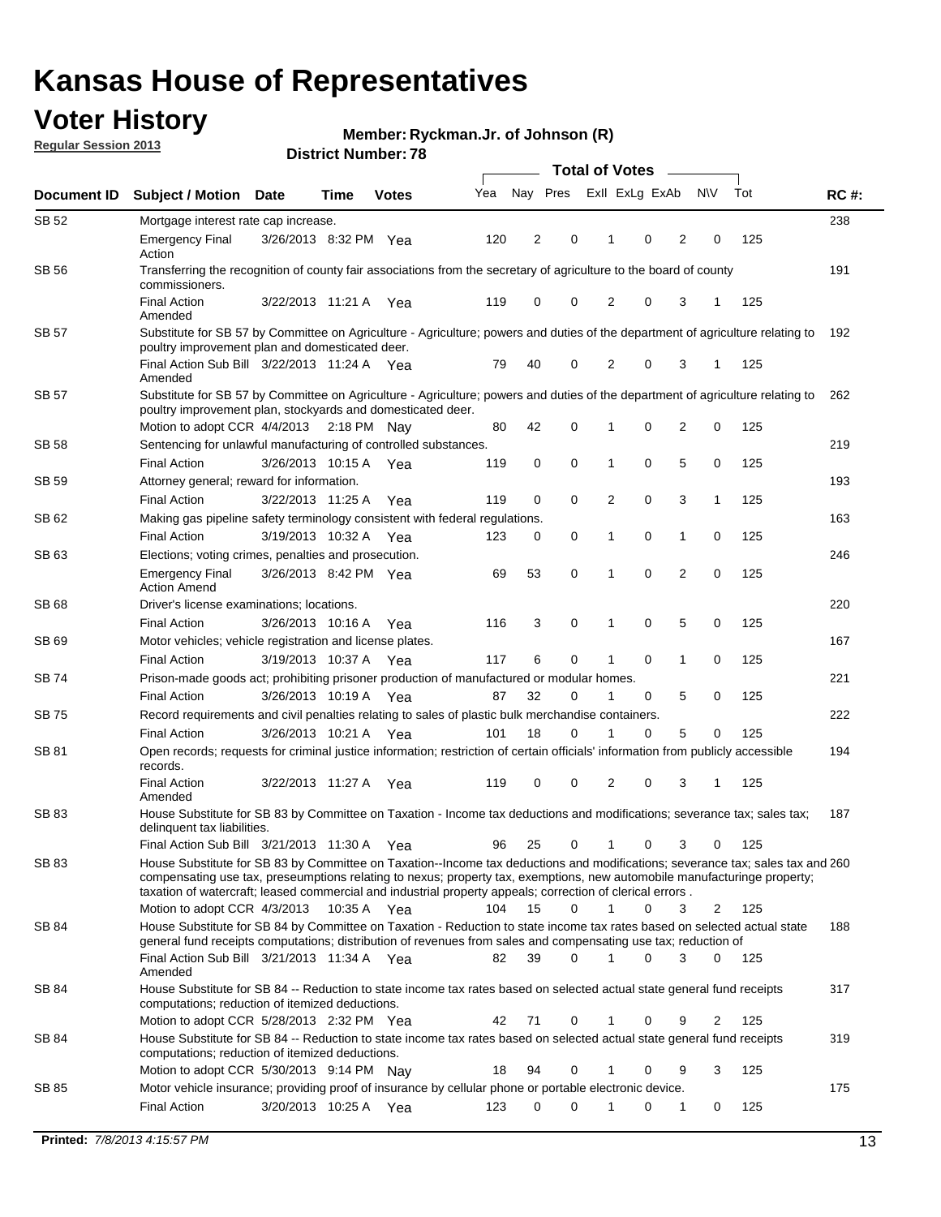# Kansas House of Representatives

## Voter History

**Regular Session 2013**

**Member: Ryckman.Jr. of Johnson (R)**

**District Number: 78**

| Document ID | Subject / Motion | Date | Time | Votes | Yea | Nay | Pres | ExII | ExLg | ExAb | N\V | Tot | RC #: |
|---|---|---|---|---|---|---|---|---|---|---|---|---|---|
| SB 52 | Mortgage interest rate cap increase. | | | | | | | | | | | | 238 |
| | Emergency Final Action | 3/26/2013 | 8:32 PM | Yea | 120 | 2 | 0 | 1 | 0 | 2 | 0 | 125 | |
| SB 56 | Transferring the recognition of county fair associations from the secretary of agriculture to the board of county commissioners. | | | | | | | | | | | | 191 |
| | Final Action Amended | 3/22/2013 | 11:21 A | Yea | 119 | 0 | 0 | 2 | 0 | 3 | 1 | 125 | |
| SB 57 | Substitute for SB 57 by Committee on Agriculture - Agriculture; powers and duties of the department of agriculture relating to poultry improvement plan and domesticated deer. | | | | | | | | | | | | 192 |
| | Final Action Sub Bill Amended | 3/22/2013 | 11:24 A | Yea | 79 | 40 | 0 | 2 | 0 | 3 | 1 | 125 | |
| SB 57 | Substitute for SB 57 by Committee on Agriculture - Agriculture; powers and duties of the department of agriculture relating to poultry improvement plan, stockyards and domesticated deer. | | | | | | | | | | | | 262 |
| | Motion to adopt CCR | 4/4/2013 | 2:18 PM | Nay | 80 | 42 | 0 | 1 | 0 | 2 | 0 | 125 | |
| SB 58 | Sentencing for unlawful manufacturing of controlled substances. | | | | | | | | | | | | 219 |
| | Final Action | 3/26/2013 | 10:15 A | Yea | 119 | 0 | 0 | 1 | 0 | 5 | 0 | 125 | |
| SB 59 | Attorney general; reward for information. | | | | | | | | | | | | 193 |
| | Final Action | 3/22/2013 | 11:25 A | Yea | 119 | 0 | 0 | 2 | 0 | 3 | 1 | 125 | |
| SB 62 | Making gas pipeline safety terminology consistent with federal regulations. | | | | | | | | | | | | 163 |
| | Final Action | 3/19/2013 | 10:32 A | Yea | 123 | 0 | 0 | 1 | 0 | 1 | 0 | 125 | |
| SB 63 | Elections; voting crimes, penalties and prosecution. | | | | | | | | | | | | 246 |
| | Emergency Final Action Amend | 3/26/2013 | 8:42 PM | Yea | 69 | 53 | 0 | 1 | 0 | 2 | 0 | 125 | |
| SB 68 | Driver's license examinations; locations. | | | | | | | | | | | | 220 |
| | Final Action | 3/26/2013 | 10:16 A | Yea | 116 | 3 | 0 | 1 | 0 | 5 | 0 | 125 | |
| SB 69 | Motor vehicles; vehicle registration and license plates. | | | | | | | | | | | | 167 |
| | Final Action | 3/19/2013 | 10:37 A | Yea | 117 | 6 | 0 | 1 | 0 | 1 | 0 | 125 | |
| SB 74 | Prison-made goods act; prohibiting prisoner production of manufactured or modular homes. | | | | | | | | | | | | 221 |
| | Final Action | 3/26/2013 | 10:19 A | Yea | 87 | 32 | 0 | 1 | 0 | 5 | 0 | 125 | |
| SB 75 | Record requirements and civil penalties relating to sales of plastic bulk merchandise containers. | | | | | | | | | | | | 222 |
| | Final Action | 3/26/2013 | 10:21 A | Yea | 101 | 18 | 0 | 1 | 0 | 5 | 0 | 125 | |
| SB 81 | Open records; requests for criminal justice information; restriction of certain officials' information from publicly accessible records. | | | | | | | | | | | | 194 |
| | Final Action Amended | 3/22/2013 | 11:27 A | Yea | 119 | 0 | 0 | 2 | 0 | 3 | 1 | 125 | |
| SB 83 | House Substitute for SB 83 by Committee on Taxation - Income tax deductions and modifications; severance tax; sales tax; delinquent tax liabilities. | | | | | | | | | | | | 187 |
| | Final Action Sub Bill | 3/21/2013 | 11:30 A | Yea | 96 | 25 | 0 | 1 | 0 | 3 | 0 | 125 | |
| SB 83 | House Substitute for SB 83 by Committee on Taxation--Income tax deductions and modifications; severance tax; sales tax and compensating use tax, preseumptions relating to nexus; property tax, exemptions, new automobile manufacturinge property; taxation of watercraft; leased commercial and industrial property appeals; correction of clerical errors . | | | | | | | | | | | | 260 |
| | Motion to adopt CCR | 4/3/2013 | 10:35 A | Yea | 104 | 15 | 0 | 1 | 0 | 3 | 2 | 125 | |
| SB 84 | House Substitute for SB 84 by Committee on Taxation - Reduction to state income tax rates based on selected actual state general fund receipts computations; distribution of revenues from sales and compensating use tax; reduction of | | | | | | | | | | | | 188 |
| | Final Action Sub Bill Amended | 3/21/2013 | 11:34 A | Yea | 82 | 39 | 0 | 1 | 0 | 3 | 0 | 125 | |
| SB 84 | House Substitute for SB 84 -- Reduction to state income tax rates based on selected actual state general fund receipts computations; reduction of itemized deductions. | | | | | | | | | | | | 317 |
| | Motion to adopt CCR | 5/28/2013 | 2:32 PM | Yea | 42 | 71 | 0 | 1 | 0 | 9 | 2 | 125 | |
| SB 84 | House Substitute for SB 84 -- Reduction to state income tax rates based on selected actual state general fund receipts computations; reduction of itemized deductions. | | | | | | | | | | | | 319 |
| | Motion to adopt CCR | 5/30/2013 | 9:14 PM | Nay | 18 | 94 | 0 | 1 | 0 | 9 | 3 | 125 | |
| SB 85 | Motor vehicle insurance; providing proof of insurance by cellular phone or portable electronic device. | | | | | | | | | | | | 175 |
| | Final Action | 3/20/2013 | 10:25 A | Yea | 123 | 0 | 0 | 1 | 0 | 1 | 0 | 125 | |

**Printed:** 7/8/2013 4:15:57 PM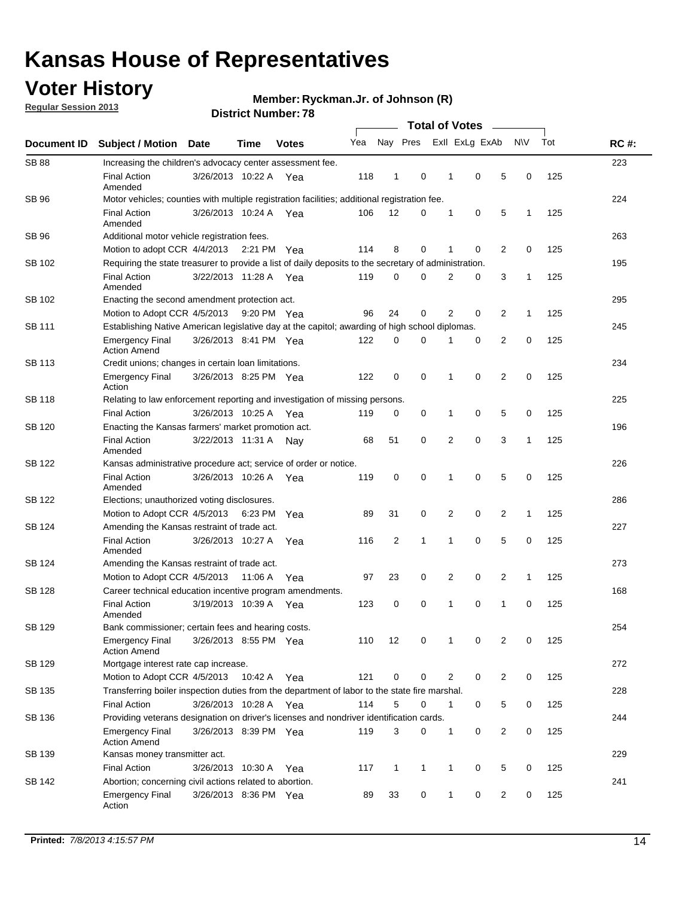# Kansas House of Representatives

## Voter History

**Regular Session 2013**

**Member: Ryckman.Jr. of Johnson (R)**

**District Number: 78**

| Document ID | Subject / Motion | Date | Time | Votes | Yea | Nay | Pres | ExII | ExLg | ExAb | N\V | Tot | RC #: |
|---|---|---|---|---|---|---|---|---|---|---|---|---|---|
| SB 88 | Increasing the children's advocacy center assessment fee. | | | | | | | | | | | | 223 |
| | Final Action Amended | 3/26/2013 | 10:22 A | Yea | 118 | 1 | 0 | 1 | 0 | 5 | 0 | 125 | |
| SB 96 | Motor vehicles; counties with multiple registration facilities; additional registration fee. | | | | | | | | | | | | 224 |
| | Final Action Amended | 3/26/2013 | 10:24 A | Yea | 106 | 12 | 0 | 1 | 0 | 5 | 1 | 125 | |
| SB 96 | Additional motor vehicle registration fees. | | | | | | | | | | | | 263 |
| | Motion to adopt CCR | 4/4/2013 | 2:21 PM | Yea | 114 | 8 | 0 | 1 | 0 | 2 | 0 | 125 | |
| SB 102 | Requiring the state treasurer to provide a list of daily deposits to the secretary of administration. | | | | | | | | | | | | 195 |
| | Final Action Amended | 3/22/2013 | 11:28 A | Yea | 119 | 0 | 0 | 2 | 0 | 3 | 1 | 125 | |
| SB 102 | Enacting the second amendment protection act. | | | | | | | | | | | | 295 |
| | Motion to Adopt CCR | 4/5/2013 | 9:20 PM | Yea | 96 | 24 | 0 | 2 | 0 | 2 | 1 | 125 | |
| SB 111 | Establishing Native American legislative day at the capitol; awarding of high school diplomas. | | | | | | | | | | | | 245 |
| | Emergency Final Action Amend | 3/26/2013 | 8:41 PM | Yea | 122 | 0 | 0 | 1 | 0 | 2 | 0 | 125 | |
| SB 113 | Credit unions; changes in certain loan limitations. | | | | | | | | | | | | 234 |
| | Emergency Final Action | 3/26/2013 | 8:25 PM | Yea | 122 | 0 | 0 | 1 | 0 | 2 | 0 | 125 | |
| SB 118 | Relating to law enforcement reporting and investigation of missing persons. | | | | | | | | | | | | 225 |
| | Final Action | 3/26/2013 | 10:25 A | Yea | 119 | 0 | 0 | 1 | 0 | 5 | 0 | 125 | |
| SB 120 | Enacting the Kansas farmers' market promotion act. | | | | | | | | | | | | 196 |
| | Final Action Amended | 3/22/2013 | 11:31 A | Nay | 68 | 51 | 0 | 2 | 0 | 3 | 1 | 125 | |
| SB 122 | Kansas administrative procedure act; service of order or notice. | | | | | | | | | | | | 226 |
| | Final Action Amended | 3/26/2013 | 10:26 A | Yea | 119 | 0 | 0 | 1 | 0 | 5 | 0 | 125 | |
| SB 122 | Elections; unauthorized voting disclosures. | | | | | | | | | | | | 286 |
| | Motion to Adopt CCR | 4/5/2013 | 6:23 PM | Yea | 89 | 31 | 0 | 2 | 0 | 2 | 1 | 125 | |
| SB 124 | Amending the Kansas restraint of trade act. | | | | | | | | | | | | 227 |
| | Final Action Amended | 3/26/2013 | 10:27 A | Yea | 116 | 2 | 1 | 1 | 0 | 5 | 0 | 125 | |
| SB 124 | Amending the Kansas restraint of trade act. | | | | | | | | | | | | 273 |
| | Motion to Adopt CCR | 4/5/2013 | 11:06 A | Yea | 97 | 23 | 0 | 2 | 0 | 2 | 1 | 125 | |
| SB 128 | Career technical education incentive program amendments. | | | | | | | | | | | | 168 |
| | Final Action Amended | 3/19/2013 | 10:39 A | Yea | 123 | 0 | 0 | 1 | 0 | 1 | 0 | 125 | |
| SB 129 | Bank commissioner; certain fees and hearing costs. | | | | | | | | | | | | 254 |
| | Emergency Final Action Amend | 3/26/2013 | 8:55 PM | Yea | 110 | 12 | 0 | 1 | 0 | 2 | 0 | 125 | |
| SB 129 | Mortgage interest rate cap increase. | | | | | | | | | | | | 272 |
| | Motion to Adopt CCR | 4/5/2013 | 10:42 A | Yea | 121 | 0 | 0 | 2 | 0 | 2 | 0 | 125 | |
| SB 135 | Transferring boiler inspection duties from the department of labor to the state fire marshal. | | | | | | | | | | | | 228 |
| | Final Action | 3/26/2013 | 10:28 A | Yea | 114 | 5 | 0 | 1 | 0 | 5 | 0 | 125 | |
| SB 136 | Providing veterans designation on driver's licenses and nondriver identification cards. | | | | | | | | | | | | 244 |
| | Emergency Final Action Amend | 3/26/2013 | 8:39 PM | Yea | 119 | 3 | 0 | 1 | 0 | 2 | 0 | 125 | |
| SB 139 | Kansas money transmitter act. | | | | | | | | | | | | 229 |
| | Final Action | 3/26/2013 | 10:30 A | Yea | 117 | 1 | 1 | 1 | 0 | 5 | 0 | 125 | |
| SB 142 | Abortion; concerning civil actions related to abortion. | | | | | | | | | | | | 241 |
| | Emergency Final Action | 3/26/2013 | 8:36 PM | Yea | 89 | 33 | 0 | 1 | 0 | 2 | 0 | 125 | |

**Printed:** *7/8/2013 4:15:57 PM*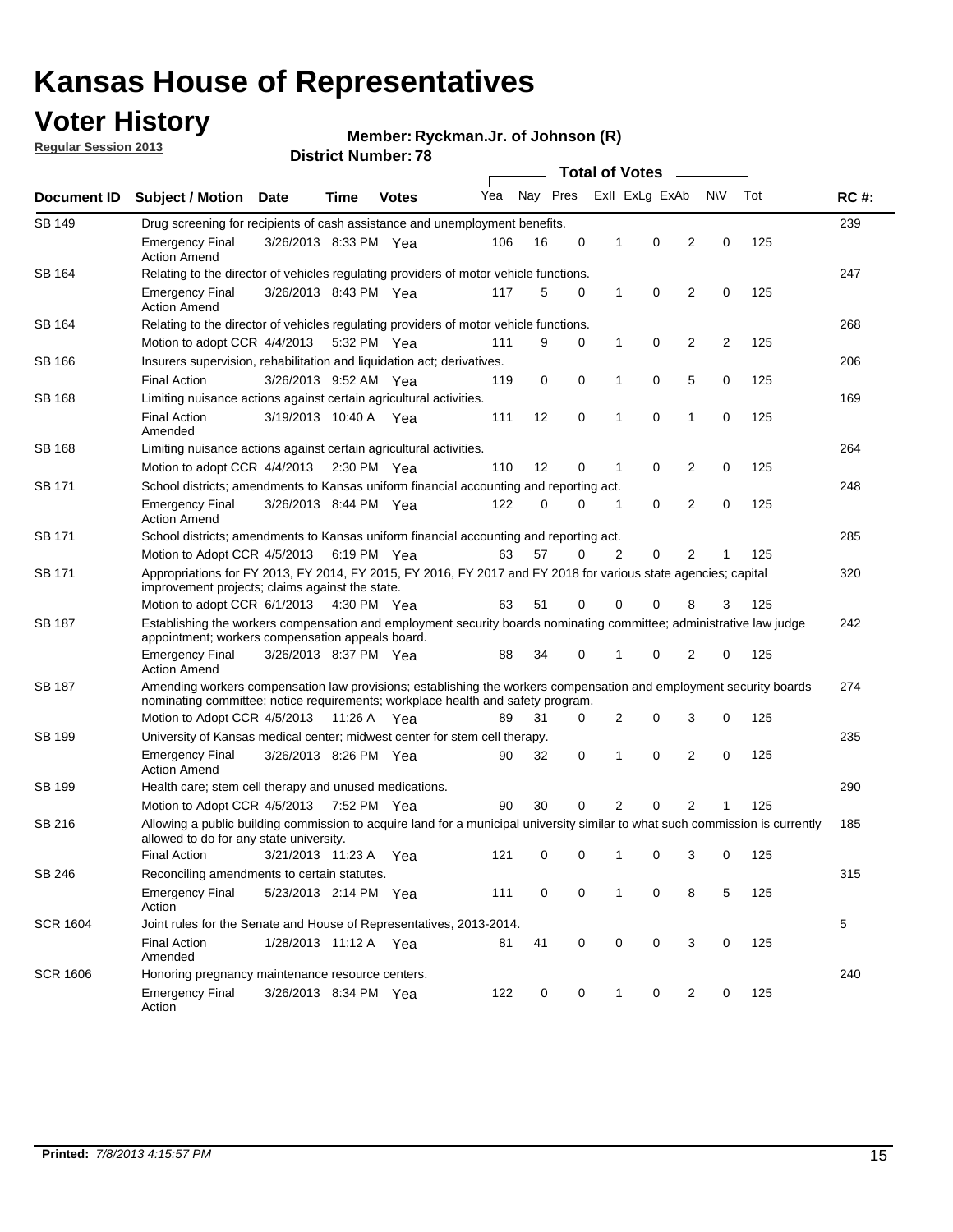# Kansas House of Representatives

## Voter History

**Regular Session 2013**

**Member: Ryckman.Jr. of Johnson (R)**

**District Number: 78**

| Document ID | Subject / Motion | Date | Time | Votes | Yea | Nay | Pres | ExII | ExLg | ExAb | N\V | Tot | RC #: |
|---|---|---|---|---|---|---|---|---|---|---|---|---|---|
| | | | | | Total of Votes | | | | | | | | |
| SB 149 | Drug screening for recipients of cash assistance and unemployment benefits. | | | | | | | | | | | | 239 |
| | Emergency Final Action Amend | 3/26/2013 | 8:33 PM | Yea | 106 | 16 | 0 | 1 | 0 | 2 | 0 | 125 | |
| SB 164 | Relating to the director of vehicles regulating providers of motor vehicle functions. | | | | | | | | | | | | 247 |
| | Emergency Final Action Amend | 3/26/2013 | 8:43 PM | Yea | 117 | 5 | 0 | 1 | 0 | 2 | 0 | 125 | |
| SB 164 | Relating to the director of vehicles regulating providers of motor vehicle functions. | | | | | | | | | | | | 268 |
| | Motion to adopt CCR | 4/4/2013 | 5:32 PM | Yea | 111 | 9 | 0 | 1 | 0 | 2 | 2 | 125 | |
| SB 166 | Insurers supervision, rehabilitation and liquidation act; derivatives. | | | | | | | | | | | | 206 |
| | Final Action | 3/26/2013 | 9:52 AM | Yea | 119 | 0 | 0 | 1 | 0 | 5 | 0 | 125 | |
| SB 168 | Limiting nuisance actions against certain agricultural activities. | | | | | | | | | | | | 169 |
| | Final Action Amended | 3/19/2013 | 10:40 A | Yea | 111 | 12 | 0 | 1 | 0 | 1 | 0 | 125 | |
| SB 168 | Limiting nuisance actions against certain agricultural activities. | | | | | | | | | | | | 264 |
| | Motion to adopt CCR | 4/4/2013 | 2:30 PM | Yea | 110 | 12 | 0 | 1 | 0 | 2 | 0 | 125 | |
| SB 171 | School districts; amendments to Kansas uniform financial accounting and reporting act. | | | | | | | | | | | | 248 |
| | Emergency Final Action Amend | 3/26/2013 | 8:44 PM | Yea | 122 | 0 | 0 | 1 | 0 | 2 | 0 | 125 | |
| SB 171 | School districts; amendments to Kansas uniform financial accounting and reporting act. | | | | | | | | | | | | 285 |
| | Motion to Adopt CCR | 4/5/2013 | 6:19 PM | Yea | 63 | 57 | 0 | 2 | 0 | 2 | 1 | 125 | |
| SB 171 | Appropriations for FY 2013, FY 2014, FY 2015, FY 2016, FY 2017 and FY 2018 for various state agencies; capital improvement projects; claims against the state. | | | | | | | | | | | | 320 |
| | Motion to adopt CCR | 6/1/2013 | 4:30 PM | Yea | 63 | 51 | 0 | 0 | 0 | 8 | 3 | 125 | |
| SB 187 | Establishing the workers compensation and employment security boards nominating committee; administrative law judge appointment; workers compensation appeals board. | | | | | | | | | | | | 242 |
| | Emergency Final Action Amend | 3/26/2013 | 8:37 PM | Yea | 88 | 34 | 0 | 1 | 0 | 2 | 0 | 125 | |
| SB 187 | Amending workers compensation law provisions; establishing the workers compensation and employment security boards nominating committee; notice requirements; workplace health and safety program. | | | | | | | | | | | | 274 |
| | Motion to Adopt CCR | 4/5/2013 | 11:26 A | Yea | 89 | 31 | 0 | 2 | 0 | 3 | 0 | 125 | |
| SB 199 | University of Kansas medical center; midwest center for stem cell therapy. | | | | | | | | | | | | 235 |
| | Emergency Final Action Amend | 3/26/2013 | 8:26 PM | Yea | 90 | 32 | 0 | 1 | 0 | 2 | 0 | 125 | |
| SB 199 | Health care; stem cell therapy and unused medications. | | | | | | | | | | | | 290 |
| | Motion to Adopt CCR | 4/5/2013 | 7:52 PM | Yea | 90 | 30 | 0 | 2 | 0 | 2 | 1 | 125 | |
| SB 216 | Allowing a public building commission to acquire land for a municipal university similar to what such commission is currently allowed to do for any state university. | | | | | | | | | | | | 185 |
| | Final Action | 3/21/2013 | 11:23 A | Yea | 121 | 0 | 0 | 1 | 0 | 3 | 0 | 125 | |
| SB 246 | Reconciling amendments to certain statutes. | | | | | | | | | | | | 315 |
| | Emergency Final Action | 5/23/2013 | 2:14 PM | Yea | 111 | 0 | 0 | 1 | 0 | 8 | 5 | 125 | |
| SCR 1604 | Joint rules for the Senate and House of Representatives, 2013-2014. | | | | | | | | | | | | 5 |
| | Final Action Amended | 1/28/2013 | 11:12 A | Yea | 81 | 41 | 0 | 0 | 0 | 3 | 0 | 125 | |
| SCR 1606 | Honoring pregnancy maintenance resource centers. | | | | | | | | | | | | 240 |
| | Emergency Final Action | 3/26/2013 | 8:34 PM | Yea | 122 | 0 | 0 | 1 | 0 | 2 | 0 | 125 | |

**Printed:** *7/8/2013 4:15:57 PM*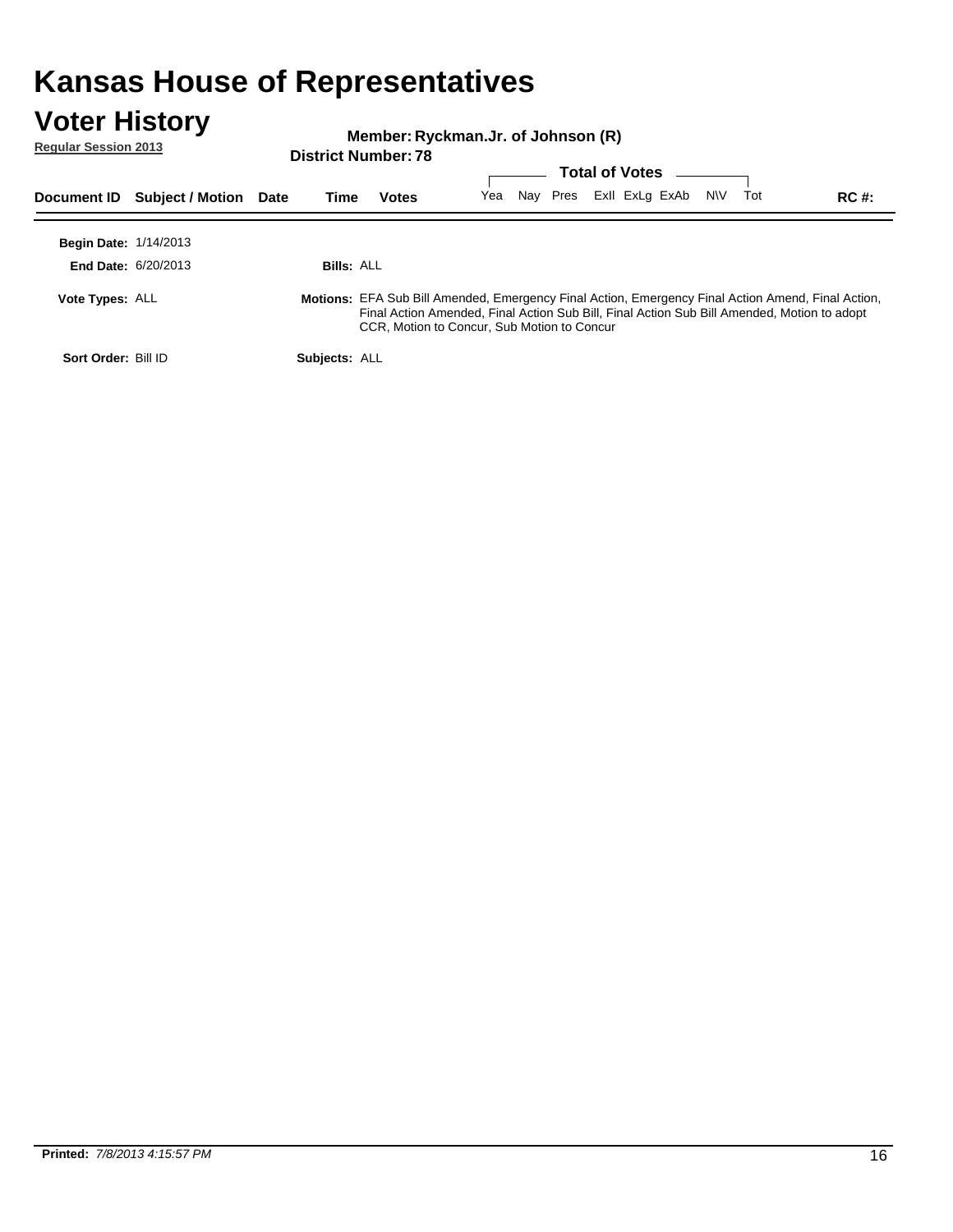# Kansas House of Representatives

## Voter History

**Regular Session 2013**

**Member:** Ryckman.Jr. of Johnson (R)

**District Number:** 78

| Document ID | Subject / Motion | Date | Time | Votes | Yea | Nay | Pres | ExII | ExLg | ExAb | N\V | Tot | RC #: |
|---|---|---|---|---|---|---|---|---|---|---|---|---|---|

(Yea through Tot: Total of Votes)

**Begin Date:** 1/14/2013

**End Date:** 6/20/2013

**Bills:** ALL

**Vote Types:** ALL

**Motions:** EFA Sub Bill Amended, Emergency Final Action, Emergency Final Action Amend, Final Action, Final Action Amended, Final Action Sub Bill, Final Action Sub Bill Amended, Motion to adopt CCR, Motion to Concur, Sub Motion to Concur

**Sort Order:** Bill ID

**Subjects:** ALL

**Printed:** *7/8/2013 4:15:57 PM*